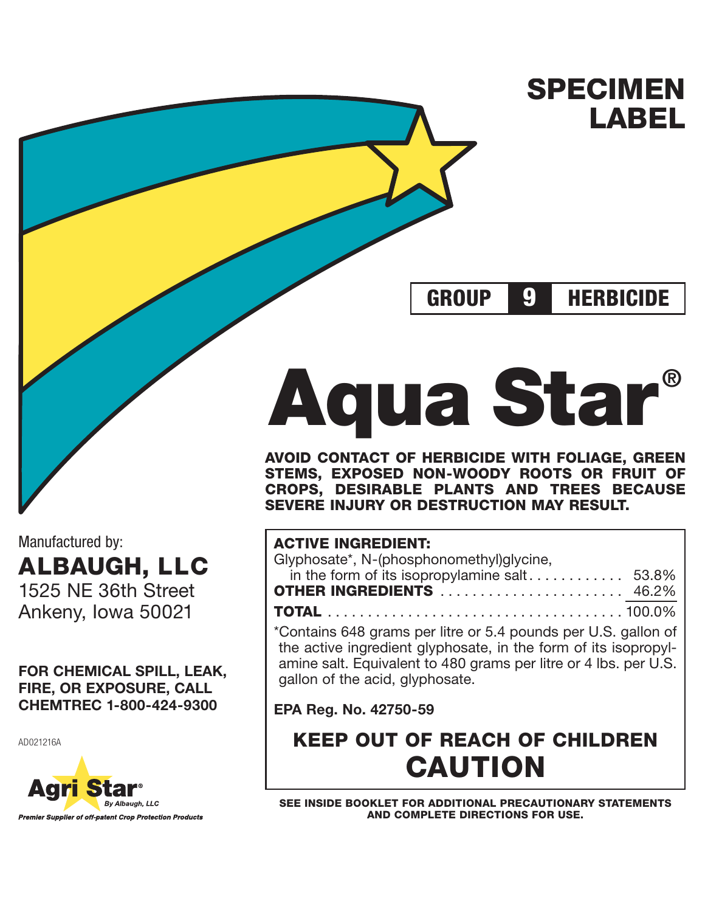# SPECIMEN LABEL

**GROUP 9 HERBICIDE**

# Aqua Star®

**AVOID CONTACT OF HERBICIDE WITH FOLIAGE, GREEN STEMS, EXPOSED NON-WOODY ROOTS OR FRUIT OF CROPS, DESIRABLE PLANTS AND TREES BECAUSE SEVERE INJURY OR DESTRUCTION MAY RESULT.**

| | |
|---|---|
| **ACTIVE INGREDIENT:** | |
| Glyphosate*, N-(phosphonomethyl)glycine, in the form of its isopropylamine salt | 53.8% |
| **OTHER INGREDIENTS** | 46.2% |
| **TOTAL** | 100.0% |

*Contains 648 grams per litre or 5.4 pounds per U.S. gallon of the active ingredient glyphosate, in the form of its isopropylamine salt. Equivalent to 480 grams per litre or 4 lbs. per U.S. gallon of the acid, glyphosate.

**EPA Reg. No. 42750-59**

## KEEP OUT OF REACH OF CHILDREN
## CAUTION

**SEE INSIDE BOOKLET FOR ADDITIONAL PRECAUTIONARY STATEMENTS AND COMPLETE DIRECTIONS FOR USE.**

Manufactured by:

**ALBAUGH, LLC**
1525 NE 36th Street
Ankeny, Iowa 50021

**FOR CHEMICAL SPILL, LEAK, FIRE, OR EXPOSURE, CALL CHEMTREC 1-800-424-9300**

AD021216A

Agri Star® By Albaugh, LLC

*Premier Supplier of off-patent Crop Protection Products*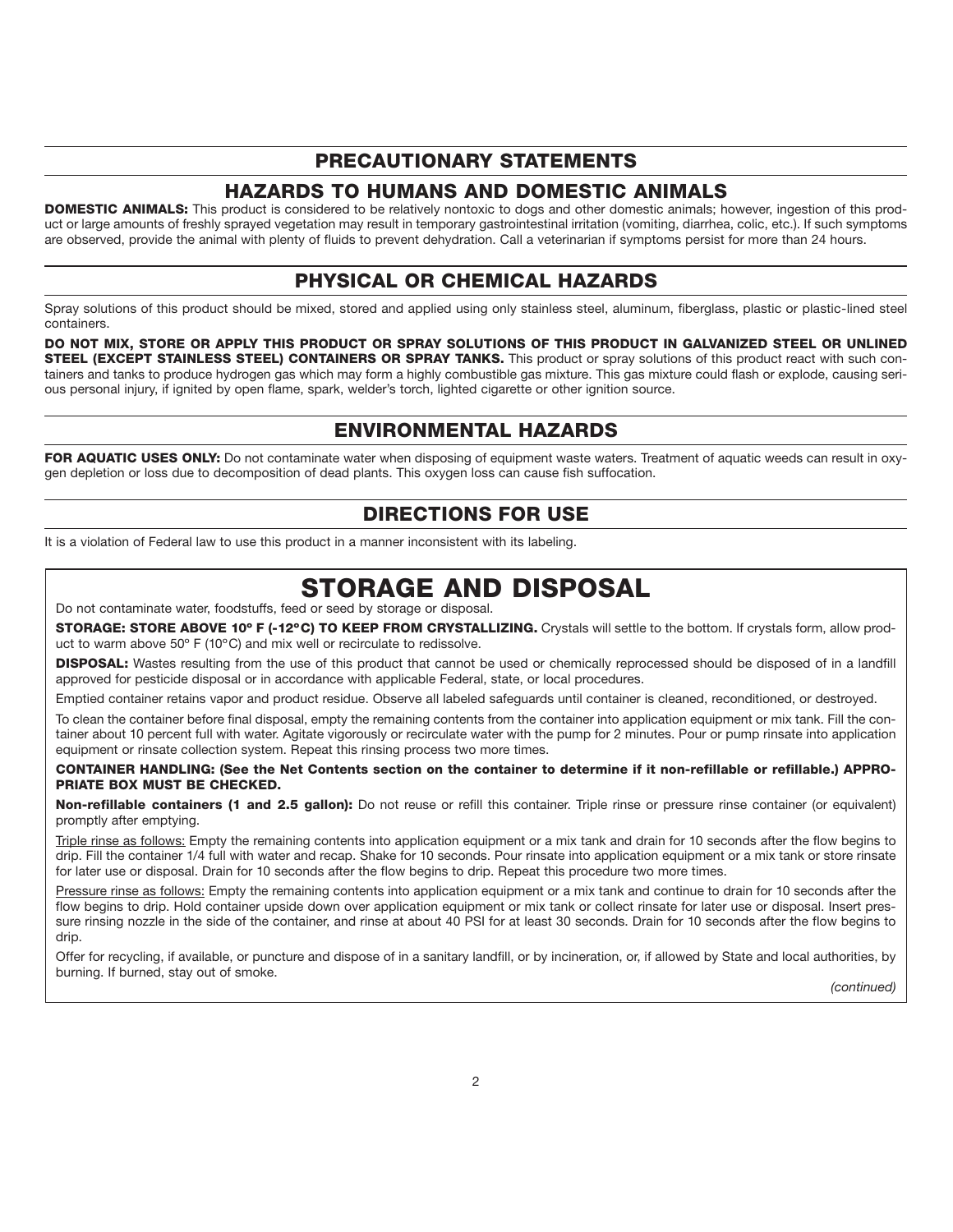## PRECAUTIONARY STATEMENTS

### HAZARDS TO HUMANS AND DOMESTIC ANIMALS

**DOMESTIC ANIMALS:** This product is considered to be relatively nontoxic to dogs and other domestic animals; however, ingestion of this product or large amounts of freshly sprayed vegetation may result in temporary gastrointestinal irritation (vomiting, diarrhea, colic, etc.). If such symptoms are observed, provide the animal with plenty of fluids to prevent dehydration. Call a veterinarian if symptoms persist for more than 24 hours.

### PHYSICAL OR CHEMICAL HAZARDS

Spray solutions of this product should be mixed, stored and applied using only stainless steel, aluminum, fiberglass, plastic or plastic-lined steel containers.

**DO NOT MIX, STORE OR APPLY THIS PRODUCT OR SPRAY SOLUTIONS OF THIS PRODUCT IN GALVANIZED STEEL OR UNLINED STEEL (EXCEPT STAINLESS STEEL) CONTAINERS OR SPRAY TANKS.** This product or spray solutions of this product react with such containers and tanks to produce hydrogen gas which may form a highly combustible gas mixture. This gas mixture could flash or explode, causing serious personal injury, if ignited by open flame, spark, welder's torch, lighted cigarette or other ignition source.

### ENVIRONMENTAL HAZARDS

**FOR AQUATIC USES ONLY:** Do not contaminate water when disposing of equipment waste waters. Treatment of aquatic weeds can result in oxygen depletion or loss due to decomposition of dead plants. This oxygen loss can cause fish suffocation.

## DIRECTIONS FOR USE

It is a violation of Federal law to use this product in a manner inconsistent with its labeling.

## STORAGE AND DISPOSAL

Do not contaminate water, foodstuffs, feed or seed by storage or disposal.

**STORAGE: STORE ABOVE 10º F (-12°C) TO KEEP FROM CRYSTALLIZING.** Crystals will settle to the bottom. If crystals form, allow product to warm above 50º F (10°C) and mix well or recirculate to redissolve.

**DISPOSAL:** Wastes resulting from the use of this product that cannot be used or chemically reprocessed should be disposed of in a landfill approved for pesticide disposal or in accordance with applicable Federal, state, or local procedures.

Emptied container retains vapor and product residue. Observe all labeled safeguards until container is cleaned, reconditioned, or destroyed.

To clean the container before final disposal, empty the remaining contents from the container into application equipment or mix tank. Fill the container about 10 percent full with water. Agitate vigorously or recirculate water with the pump for 2 minutes. Pour or pump rinsate into application equipment or rinsate collection system. Repeat this rinsing process two more times.

**CONTAINER HANDLING: (See the Net Contents section on the container to determine if it non-refillable or refillable.) APPROPRIATE BOX MUST BE CHECKED.**

**Non-refillable containers (1 and 2.5 gallon):** Do not reuse or refill this container. Triple rinse or pressure rinse container (or equivalent) promptly after emptying.

Triple rinse as follows: Empty the remaining contents into application equipment or a mix tank and drain for 10 seconds after the flow begins to drip. Fill the container 1/4 full with water and recap. Shake for 10 seconds. Pour rinsate into application equipment or a mix tank or store rinsate for later use or disposal. Drain for 10 seconds after the flow begins to drip. Repeat this procedure two more times.

Pressure rinse as follows: Empty the remaining contents into application equipment or a mix tank and continue to drain for 10 seconds after the flow begins to drip. Hold container upside down over application equipment or mix tank or collect rinsate for later use or disposal. Insert pressure rinsing nozzle in the side of the container, and rinse at about 40 PSI for at least 30 seconds. Drain for 10 seconds after the flow begins to drip.

Offer for recycling, if available, or puncture and dispose of in a sanitary landfill, or by incineration, or, if allowed by State and local authorities, by burning. If burned, stay out of smoke.

*(continued)*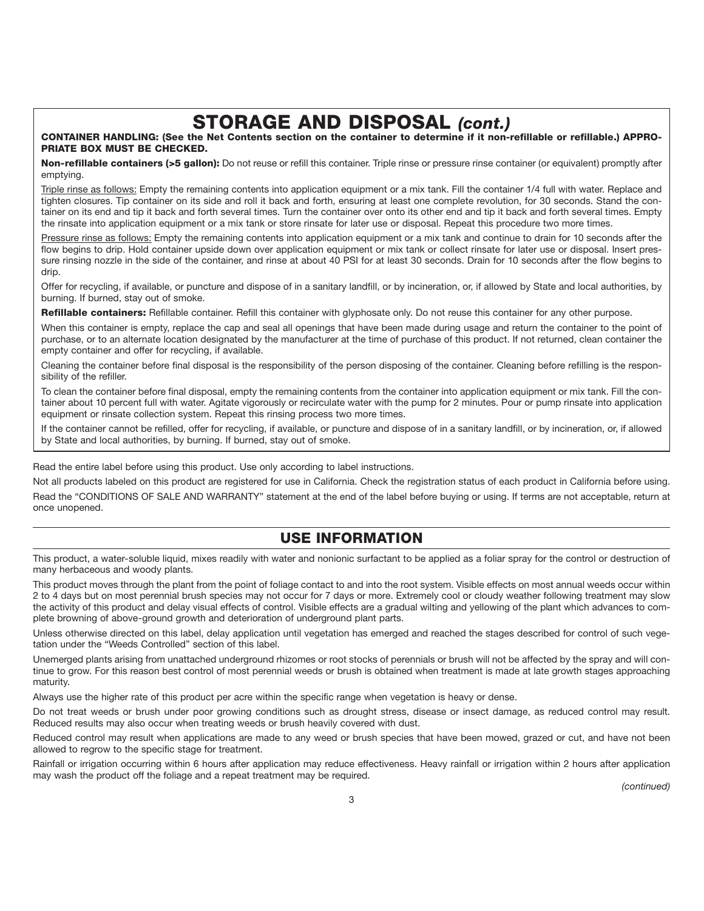# STORAGE AND DISPOSAL *(cont.)*

**CONTAINER HANDLING: (See the Net Contents section on the container to determine if it non-refillable or refillable.) APPROPRIATE BOX MUST BE CHECKED.**

**Non-refillable containers (>5 gallon):** Do not reuse or refill this container. Triple rinse or pressure rinse container (or equivalent) promptly after emptying.

<u>Triple rinse as follows:</u> Empty the remaining contents into application equipment or a mix tank. Fill the container 1/4 full with water. Replace and tighten closures. Tip container on its side and roll it back and forth, ensuring at least one complete revolution, for 30 seconds. Stand the container on its end and tip it back and forth several times. Turn the container over onto its other end and tip it back and forth several times. Empty the rinsate into application equipment or a mix tank or store rinsate for later use or disposal. Repeat this procedure two more times.

<u>Pressure rinse as follows:</u> Empty the remaining contents into application equipment or a mix tank and continue to drain for 10 seconds after the flow begins to drip. Hold container upside down over application equipment or mix tank or collect rinsate for later use or disposal. Insert pressure rinsing nozzle in the side of the container, and rinse at about 40 PSI for at least 30 seconds. Drain for 10 seconds after the flow begins to drip.

Offer for recycling, if available, or puncture and dispose of in a sanitary landfill, or by incineration, or, if allowed by State and local authorities, by burning. If burned, stay out of smoke.

**Refillable containers:** Refillable container. Refill this container with glyphosate only. Do not reuse this container for any other purpose.

When this container is empty, replace the cap and seal all openings that have been made during usage and return the container to the point of purchase, or to an alternate location designated by the manufacturer at the time of purchase of this product. If not returned, clean container the empty container and offer for recycling, if available.

Cleaning the container before final disposal is the responsibility of the person disposing of the container. Cleaning before refilling is the responsibility of the refiller.

To clean the container before final disposal, empty the remaining contents from the container into application equipment or mix tank. Fill the container about 10 percent full with water. Agitate vigorously or recirculate water with the pump for 2 minutes. Pour or pump rinsate into application equipment or rinsate collection system. Repeat this rinsing process two more times.

If the container cannot be refilled, offer for recycling, if available, or puncture and dispose of in a sanitary landfill, or by incineration, or, if allowed by State and local authorities, by burning. If burned, stay out of smoke.

Read the entire label before using this product. Use only according to label instructions.

Not all products labeled on this product are registered for use in California. Check the registration status of each product in California before using.

Read the "CONDITIONS OF SALE AND WARRANTY" statement at the end of the label before buying or using. If terms are not acceptable, return at once unopened.

## USE INFORMATION

This product, a water-soluble liquid, mixes readily with water and nonionic surfactant to be applied as a foliar spray for the control or destruction of many herbaceous and woody plants.

This product moves through the plant from the point of foliage contact to and into the root system. Visible effects on most annual weeds occur within 2 to 4 days but on most perennial brush species may not occur for 7 days or more. Extremely cool or cloudy weather following treatment may slow the activity of this product and delay visual effects of control. Visible effects are a gradual wilting and yellowing of the plant which advances to complete browning of above-ground growth and deterioration of underground plant parts.

Unless otherwise directed on this label, delay application until vegetation has emerged and reached the stages described for control of such vegetation under the "Weeds Controlled" section of this label.

Unemerged plants arising from unattached underground rhizomes or root stocks of perennials or brush will not be affected by the spray and will continue to grow. For this reason best control of most perennial weeds or brush is obtained when treatment is made at late growth stages approaching maturity.

Always use the higher rate of this product per acre within the specific range when vegetation is heavy or dense.

Do not treat weeds or brush under poor growing conditions such as drought stress, disease or insect damage, as reduced control may result. Reduced results may also occur when treating weeds or brush heavily covered with dust.

Reduced control may result when applications are made to any weed or brush species that have been mowed, grazed or cut, and have not been allowed to regrow to the specific stage for treatment.

Rainfall or irrigation occurring within 6 hours after application may reduce effectiveness. Heavy rainfall or irrigation within 2 hours after application may wash the product off the foliage and a repeat treatment may be required.

*(continued)*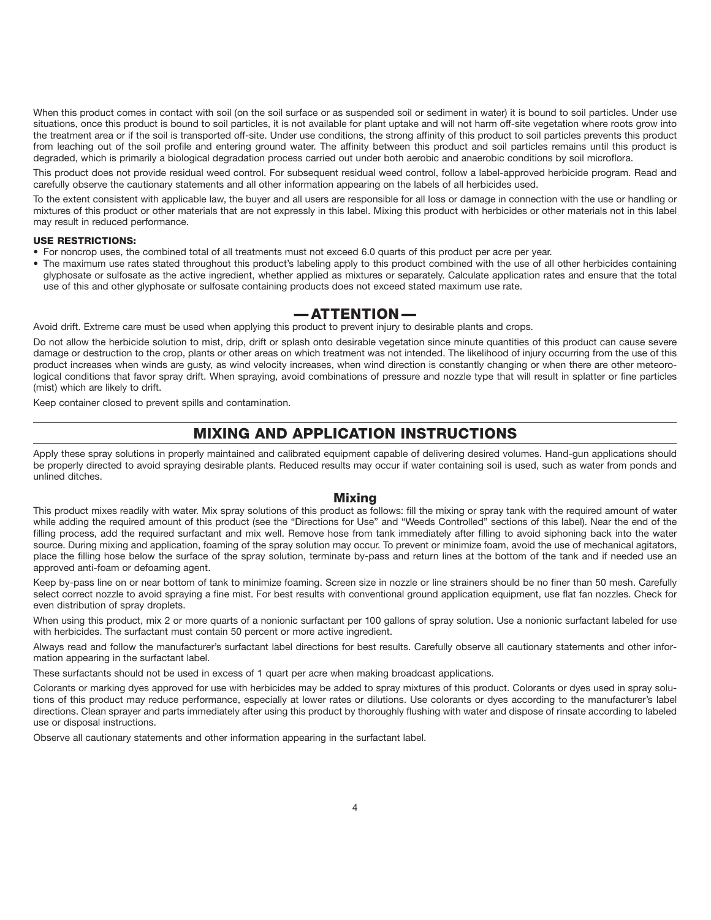When this product comes in contact with soil (on the soil surface or as suspended soil or sediment in water) it is bound to soil particles. Under use situations, once this product is bound to soil particles, it is not available for plant uptake and will not harm off-site vegetation where roots grow into the treatment area or if the soil is transported off-site. Under use conditions, the strong affinity of this product to soil particles prevents this product from leaching out of the soil profile and entering ground water. The affinity between this product and soil particles remains until this product is degraded, which is primarily a biological degradation process carried out under both aerobic and anaerobic conditions by soil microflora.

This product does not provide residual weed control. For subsequent residual weed control, follow a label-approved herbicide program. Read and carefully observe the cautionary statements and all other information appearing on the labels of all herbicides used.

To the extent consistent with applicable law, the buyer and all users are responsible for all loss or damage in connection with the use or handling or mixtures of this product or other materials that are not expressly in this label. Mixing this product with herbicides or other materials not in this label may result in reduced performance.

**USE RESTRICTIONS:**

- For noncrop uses, the combined total of all treatments must not exceed 6.0 quarts of this product per acre per year.
- The maximum use rates stated throughout this product's labeling apply to this product combined with the use of all other herbicides containing glyphosate or sulfosate as the active ingredient, whether applied as mixtures or separately. Calculate application rates and ensure that the total use of this and other glyphosate or sulfosate containing products does not exceed stated maximum use rate.

## — ATTENTION —

Avoid drift. Extreme care must be used when applying this product to prevent injury to desirable plants and crops.

Do not allow the herbicide solution to mist, drip, drift or splash onto desirable vegetation since minute quantities of this product can cause severe damage or destruction to the crop, plants or other areas on which treatment was not intended. The likelihood of injury occurring from the use of this product increases when winds are gusty, as wind velocity increases, when wind direction is constantly changing or when there are other meteorological conditions that favor spray drift. When spraying, avoid combinations of pressure and nozzle type that will result in splatter or fine particles (mist) which are likely to drift.

Keep container closed to prevent spills and contamination.

## MIXING AND APPLICATION INSTRUCTIONS

Apply these spray solutions in properly maintained and calibrated equipment capable of delivering desired volumes. Hand-gun applications should be properly directed to avoid spraying desirable plants. Reduced results may occur if water containing soil is used, such as water from ponds and unlined ditches.

### Mixing

This product mixes readily with water. Mix spray solutions of this product as follows: fill the mixing or spray tank with the required amount of water while adding the required amount of this product (see the "Directions for Use" and "Weeds Controlled" sections of this label). Near the end of the filling process, add the required surfactant and mix well. Remove hose from tank immediately after filling to avoid siphoning back into the water source. During mixing and application, foaming of the spray solution may occur. To prevent or minimize foam, avoid the use of mechanical agitators, place the filling hose below the surface of the spray solution, terminate by-pass and return lines at the bottom of the tank and if needed use an approved anti-foam or defoaming agent.

Keep by-pass line on or near bottom of tank to minimize foaming. Screen size in nozzle or line strainers should be no finer than 50 mesh. Carefully select correct nozzle to avoid spraying a fine mist. For best results with conventional ground application equipment, use flat fan nozzles. Check for even distribution of spray droplets.

When using this product, mix 2 or more quarts of a nonionic surfactant per 100 gallons of spray solution. Use a nonionic surfactant labeled for use with herbicides. The surfactant must contain 50 percent or more active ingredient.

Always read and follow the manufacturer's surfactant label directions for best results. Carefully observe all cautionary statements and other information appearing in the surfactant label.

These surfactants should not be used in excess of 1 quart per acre when making broadcast applications.

Colorants or marking dyes approved for use with herbicides may be added to spray mixtures of this product. Colorants or dyes used in spray solutions of this product may reduce performance, especially at lower rates or dilutions. Use colorants or dyes according to the manufacturer's label directions. Clean sprayer and parts immediately after using this product by thoroughly flushing with water and dispose of rinsate according to labeled use or disposal instructions.

Observe all cautionary statements and other information appearing in the surfactant label.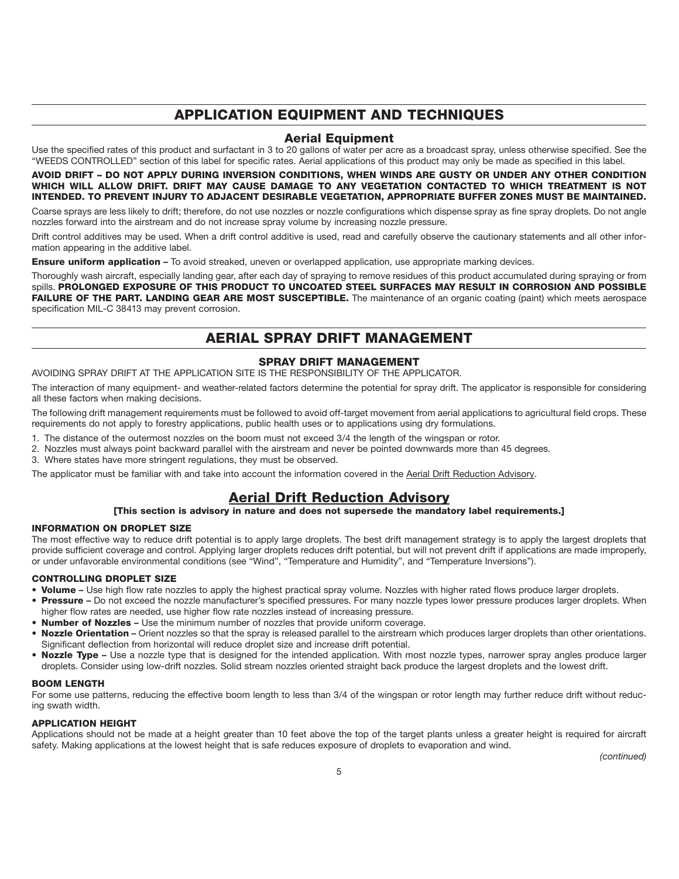## APPLICATION EQUIPMENT AND TECHNIQUES

### Aerial Equipment

Use the specified rates of this product and surfactant in 3 to 20 gallons of water per acre as a broadcast spray, unless otherwise specified. See the "WEEDS CONTROLLED" section of this label for specific rates. Aerial applications of this product may only be made as specified in this label.

**AVOID DRIFT – DO NOT APPLY DURING INVERSION CONDITIONS, WHEN WINDS ARE GUSTY OR UNDER ANY OTHER CONDITION WHICH WILL ALLOW DRIFT. DRIFT MAY CAUSE DAMAGE TO ANY VEGETATION CONTACTED TO WHICH TREATMENT IS NOT INTENDED. TO PREVENT INJURY TO ADJACENT DESIRABLE VEGETATION, APPROPRIATE BUFFER ZONES MUST BE MAINTAINED.**

Coarse sprays are less likely to drift; therefore, do not use nozzles or nozzle configurations which dispense spray as fine spray droplets. Do not angle nozzles forward into the airstream and do not increase spray volume by increasing nozzle pressure.

Drift control additives may be used. When a drift control additive is used, read and carefully observe the cautionary statements and all other information appearing in the additive label.

**Ensure uniform application –** To avoid streaked, uneven or overlapped application, use appropriate marking devices.

Thoroughly wash aircraft, especially landing gear, after each day of spraying to remove residues of this product accumulated during spraying or from spills. **PROLONGED EXPOSURE OF THIS PRODUCT TO UNCOATED STEEL SURFACES MAY RESULT IN CORROSION AND POSSIBLE FAILURE OF THE PART. LANDING GEAR ARE MOST SUSCEPTIBLE.** The maintenance of an organic coating (paint) which meets aerospace specification MIL-C 38413 may prevent corrosion.

## AERIAL SPRAY DRIFT MANAGEMENT

### SPRAY DRIFT MANAGEMENT

AVOIDING SPRAY DRIFT AT THE APPLICATION SITE IS THE RESPONSIBILITY OF THE APPLICATOR.

The interaction of many equipment- and weather-related factors determine the potential for spray drift. The applicator is responsible for considering all these factors when making decisions.

The following drift management requirements must be followed to avoid off-target movement from aerial applications to agricultural field crops. These requirements do not apply to forestry applications, public health uses or to applications using dry formulations.

1. The distance of the outermost nozzles on the boom must not exceed 3/4 the length of the wingspan or rotor.
2. Nozzles must always point backward parallel with the airstream and never be pointed downwards more than 45 degrees.
3. Where states have more stringent regulations, they must be observed.

The applicator must be familiar with and take into account the information covered in the Aerial Drift Reduction Advisory.

### Aerial Drift Reduction Advisory

**[This section is advisory in nature and does not supersede the mandatory label requirements.]**

#### INFORMATION ON DROPLET SIZE

The most effective way to reduce drift potential is to apply large droplets. The best drift management strategy is to apply the largest droplets that provide sufficient coverage and control. Applying larger droplets reduces drift potential, but will not prevent drift if applications are made improperly, or under unfavorable environmental conditions (see "Wind", "Temperature and Humidity", and "Temperature Inversions").

#### CONTROLLING DROPLET SIZE

- **Volume –** Use high flow rate nozzles to apply the highest practical spray volume. Nozzles with higher rated flows produce larger droplets.
- **Pressure –** Do not exceed the nozzle manufacturer's specified pressures. For many nozzle types lower pressure produces larger droplets. When higher flow rates are needed, use higher flow rate nozzles instead of increasing pressure.
- **Number of Nozzles –** Use the minimum number of nozzles that provide uniform coverage.
- **Nozzle Orientation –** Orient nozzles so that the spray is released parallel to the airstream which produces larger droplets than other orientations. Significant deflection from horizontal will reduce droplet size and increase drift potential.
- **Nozzle Type –** Use a nozzle type that is designed for the intended application. With most nozzle types, narrower spray angles produce larger droplets. Consider using low-drift nozzles. Solid stream nozzles oriented straight back produce the largest droplets and the lowest drift.

#### BOOM LENGTH

For some use patterns, reducing the effective boom length to less than 3/4 of the wingspan or rotor length may further reduce drift without reducing swath width.

#### APPLICATION HEIGHT

Applications should not be made at a height greater than 10 feet above the top of the target plants unless a greater height is required for aircraft safety. Making applications at the lowest height that is safe reduces exposure of droplets to evaporation and wind.

*(continued)*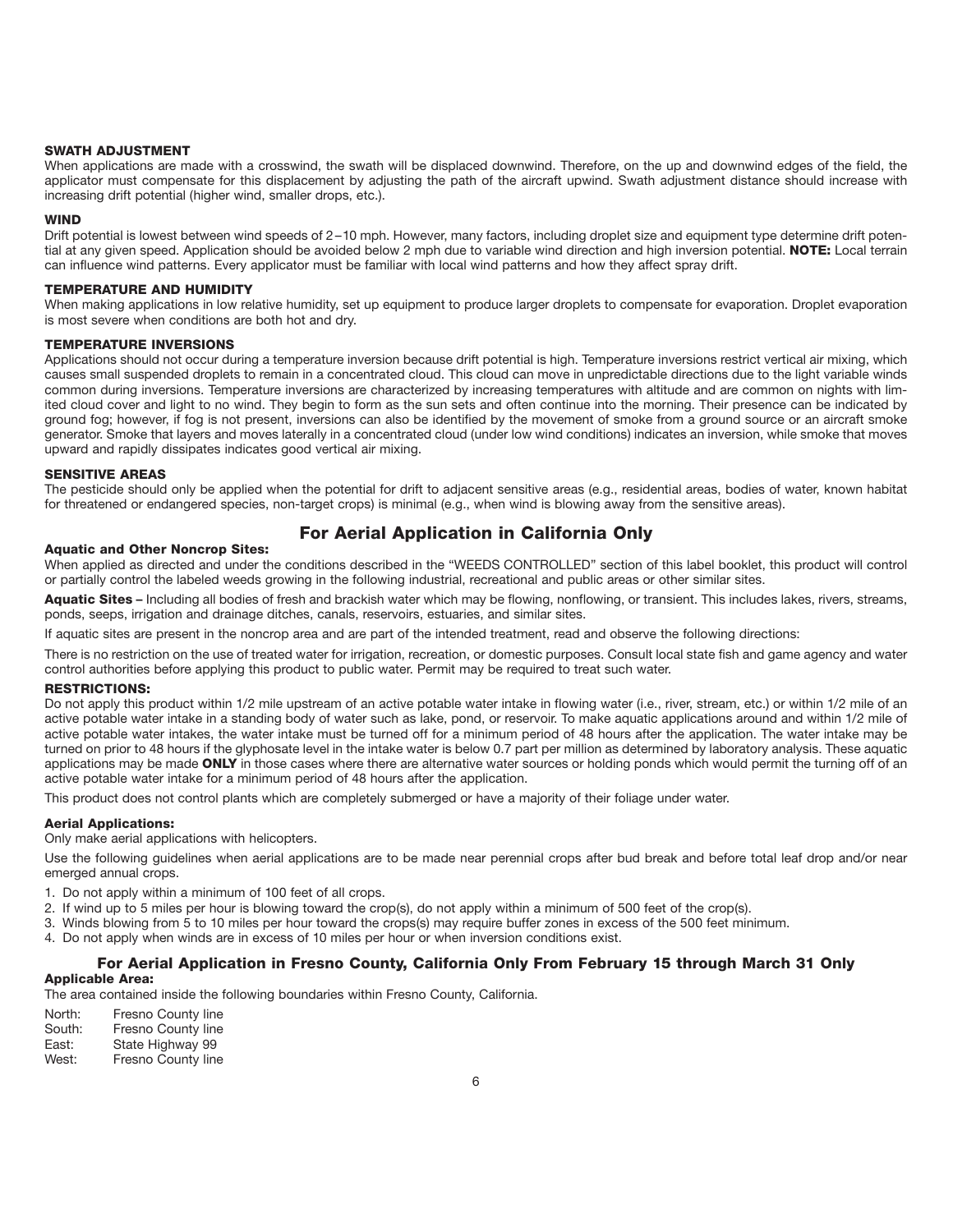#### SWATH ADJUSTMENT

When applications are made with a crosswind, the swath will be displaced downwind. Therefore, on the up and downwind edges of the field, the applicator must compensate for this displacement by adjusting the path of the aircraft upwind. Swath adjustment distance should increase with increasing drift potential (higher wind, smaller drops, etc.).

#### WIND

Drift potential is lowest between wind speeds of 2–10 mph. However, many factors, including droplet size and equipment type determine drift potential at any given speed. Application should be avoided below 2 mph due to variable wind direction and high inversion potential. **NOTE:** Local terrain can influence wind patterns. Every applicator must be familiar with local wind patterns and how they affect spray drift.

#### TEMPERATURE AND HUMIDITY

When making applications in low relative humidity, set up equipment to produce larger droplets to compensate for evaporation. Droplet evaporation is most severe when conditions are both hot and dry.

#### TEMPERATURE INVERSIONS

Applications should not occur during a temperature inversion because drift potential is high. Temperature inversions restrict vertical air mixing, which causes small suspended droplets to remain in a concentrated cloud. This cloud can move in unpredictable directions due to the light variable winds common during inversions. Temperature inversions are characterized by increasing temperatures with altitude and are common on nights with limited cloud cover and light to no wind. They begin to form as the sun sets and often continue into the morning. Their presence can be indicated by ground fog; however, if fog is not present, inversions can also be identified by the movement of smoke from a ground source or an aircraft smoke generator. Smoke that layers and moves laterally in a concentrated cloud (under low wind conditions) indicates an inversion, while smoke that moves upward and rapidly dissipates indicates good vertical air mixing.

#### SENSITIVE AREAS

The pesticide should only be applied when the potential for drift to adjacent sensitive areas (e.g., residential areas, bodies of water, known habitat for threatened or endangered species, non-target crops) is minimal (e.g., when wind is blowing away from the sensitive areas).

## For Aerial Application in California Only

#### Aquatic and Other Noncrop Sites:

When applied as directed and under the conditions described in the "WEEDS CONTROLLED" section of this label booklet, this product will control or partially control the labeled weeds growing in the following industrial, recreational and public areas or other similar sites.

**Aquatic Sites –** Including all bodies of fresh and brackish water which may be flowing, nonflowing, or transient. This includes lakes, rivers, streams, ponds, seeps, irrigation and drainage ditches, canals, reservoirs, estuaries, and similar sites.

If aquatic sites are present in the noncrop area and are part of the intended treatment, read and observe the following directions:

There is no restriction on the use of treated water for irrigation, recreation, or domestic purposes. Consult local state fish and game agency and water control authorities before applying this product to public water. Permit may be required to treat such water.

#### RESTRICTIONS:

Do not apply this product within 1/2 mile upstream of an active potable water intake in flowing water (i.e., river, stream, etc.) or within 1/2 mile of an active potable water intake in a standing body of water such as lake, pond, or reservoir. To make aquatic applications around and within 1/2 mile of active potable water intakes, the water intake must be turned off for a minimum period of 48 hours after the application. The water intake may be turned on prior to 48 hours if the glyphosate level in the intake water is below 0.7 part per million as determined by laboratory analysis. These aquatic applications may be made **ONLY** in those cases where there are alternative water sources or holding ponds which would permit the turning off of an active potable water intake for a minimum period of 48 hours after the application.

This product does not control plants which are completely submerged or have a majority of their foliage under water.

#### Aerial Applications:

Only make aerial applications with helicopters.

Use the following guidelines when aerial applications are to be made near perennial crops after bud break and before total leaf drop and/or near emerged annual crops.

1. Do not apply within a minimum of 100 feet of all crops.
2. If wind up to 5 miles per hour is blowing toward the crop(s), do not apply within a minimum of 500 feet of the crop(s).
3. Winds blowing from 5 to 10 miles per hour toward the crops(s) may require buffer zones in excess of the 500 feet minimum.
4. Do not apply when winds are in excess of 10 miles per hour or when inversion conditions exist.

## For Aerial Application in Fresno County, California Only From February 15 through March 31 Only

#### Applicable Area:

The area contained inside the following boundaries within Fresno County, California.

North: Fresno County line
South: Fresno County line
East: State Highway 99
West: Fresno County line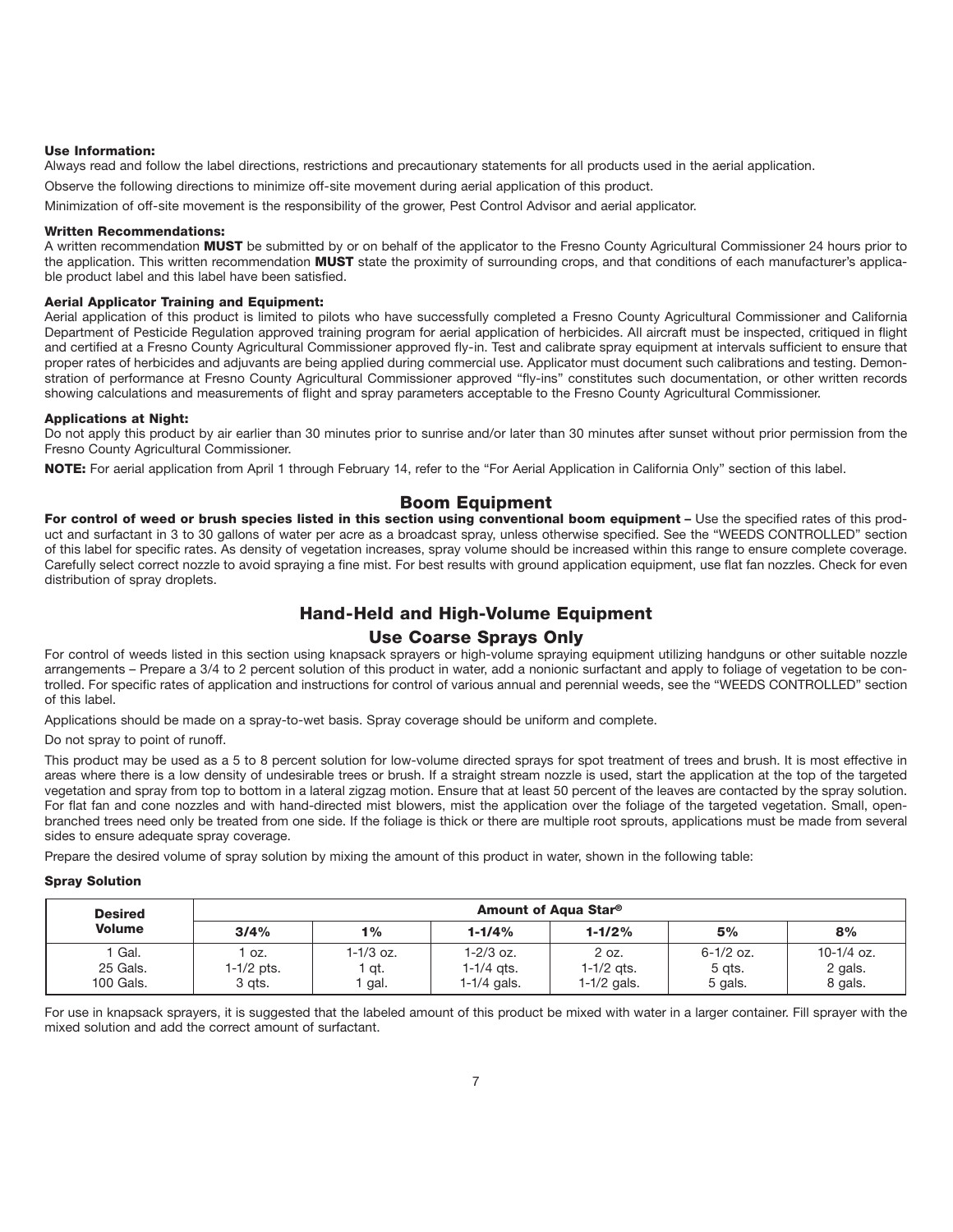**Use Information:**

Always read and follow the label directions, restrictions and precautionary statements for all products used in the aerial application.

Observe the following directions to minimize off-site movement during aerial application of this product.

Minimization of off-site movement is the responsibility of the grower, Pest Control Advisor and aerial applicator.

**Written Recommendations:**

A written recommendation **MUST** be submitted by or on behalf of the applicator to the Fresno County Agricultural Commissioner 24 hours prior to the application. This written recommendation **MUST** state the proximity of surrounding crops, and that conditions of each manufacturer's applicable product label and this label have been satisfied.

**Aerial Applicator Training and Equipment:**

Aerial application of this product is limited to pilots who have successfully completed a Fresno County Agricultural Commissioner and California Department of Pesticide Regulation approved training program for aerial application of herbicides. All aircraft must be inspected, critiqued in flight and certified at a Fresno County Agricultural Commissioner approved fly-in. Test and calibrate spray equipment at intervals sufficient to ensure that proper rates of herbicides and adjuvants are being applied during commercial use. Applicator must document such calibrations and testing. Demonstration of performance at Fresno County Agricultural Commissioner approved "fly-ins" constitutes such documentation, or other written records showing calculations and measurements of flight and spray parameters acceptable to the Fresno County Agricultural Commissioner.

**Applications at Night:**

Do not apply this product by air earlier than 30 minutes prior to sunrise and/or later than 30 minutes after sunset without prior permission from the Fresno County Agricultural Commissioner.

**NOTE:** For aerial application from April 1 through February 14, refer to the "For Aerial Application in California Only" section of this label.

## Boom Equipment

**For control of weed or brush species listed in this section using conventional boom equipment –** Use the specified rates of this product and surfactant in 3 to 30 gallons of water per acre as a broadcast spray, unless otherwise specified. See the "WEEDS CONTROLLED" section of this label for specific rates. As density of vegetation increases, spray volume should be increased within this range to ensure complete coverage. Carefully select correct nozzle to avoid spraying a fine mist. For best results with ground application equipment, use flat fan nozzles. Check for even distribution of spray droplets.

## Hand-Held and High-Volume Equipment

## Use Coarse Sprays Only

For control of weeds listed in this section using knapsack sprayers or high-volume spraying equipment utilizing handguns or other suitable nozzle arrangements – Prepare a 3/4 to 2 percent solution of this product in water, add a nonionic surfactant and apply to foliage of vegetation to be controlled. For specific rates of application and instructions for control of various annual and perennial weeds, see the "WEEDS CONTROLLED" section of this label.

Applications should be made on a spray-to-wet basis. Spray coverage should be uniform and complete.

Do not spray to point of runoff.

This product may be used as a 5 to 8 percent solution for low-volume directed sprays for spot treatment of trees and brush. It is most effective in areas where there is a low density of undesirable trees or brush. If a straight stream nozzle is used, start the application at the top of the targeted vegetation and spray from top to bottom in a lateral zigzag motion. Ensure that at least 50 percent of the leaves are contacted by the spray solution. For flat fan and cone nozzles and with hand-directed mist blowers, mist the application over the foliage of the targeted vegetation. Small, open-branched trees need only be treated from one side. If the foliage is thick or there are multiple root sprouts, applications must be made from several sides to ensure adequate spray coverage.

Prepare the desired volume of spray solution by mixing the amount of this product in water, shown in the following table:

**Spray Solution**

| Desired Volume | Amount of Aqua Star® | | | | | |
|---|---|---|---|---|---|---|
| | 3/4% | 1% | 1-1/4% | 1-1/2% | 5% | 8% |
| 1 Gal. | 1 oz. | 1-1/3 oz. | 1-2/3 oz. | 2 oz. | 6-1/2 oz. | 10-1/4 oz. |
| 25 Gals. | 1-1/2 pts. | 1 qt. | 1-1/4 qts. | 1-1/2 qts. | 5 qts. | 2 gals. |
| 100 Gals. | 3 qts. | 1 gal. | 1-1/4 gals. | 1-1/2 gals. | 5 gals. | 8 gals. |

For use in knapsack sprayers, it is suggested that the labeled amount of this product be mixed with water in a larger container. Fill sprayer with the mixed solution and add the correct amount of surfactant.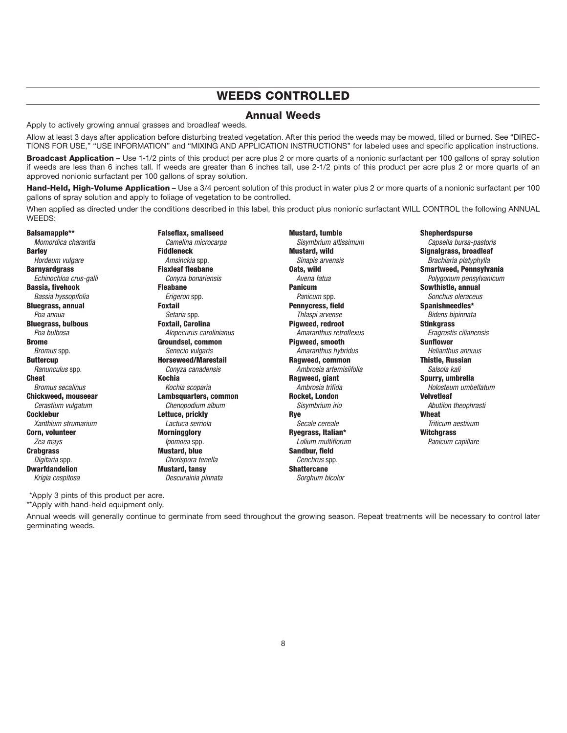## WEEDS CONTROLLED

### Annual Weeds

Apply to actively growing annual grasses and broadleaf weeds.

Allow at least 3 days after application before disturbing treated vegetation. After this period the weeds may be mowed, tilled or burned. See "DIRECTIONS FOR USE," "USE INFORMATION" and "MIXING AND APPLICATION INSTRUCTIONS" for labeled uses and specific application instructions.

**Broadcast Application –** Use 1-1/2 pints of this product per acre plus 2 or more quarts of a nonionic surfactant per 100 gallons of spray solution if weeds are less than 6 inches tall. If weeds are greater than 6 inches tall, use 2-1/2 pints of this product per acre plus 2 or more quarts of an approved nonionic surfactant per 100 gallons of spray solution.

**Hand-Held, High-Volume Application –** Use a 3/4 percent solution of this product in water plus 2 or more quarts of a nonionic surfactant per 100 gallons of spray solution and apply to foliage of vegetation to be controlled.

When applied as directed under the conditions described in this label, this product plus nonionic surfactant WILL CONTROL the following ANNUAL WEEDS:

**Balsamapple****
*Momordica charantia*
**Barley**
*Hordeum vulgare*
**Barnyardgrass**
*Echinochloa crus-galli*
**Bassia, fivehook**
*Bassia hyssopifolia*
**Bluegrass, annual**
*Poa annua*
**Bluegrass, bulbous**
*Poa bulbosa*
**Brome**
*Bromus* spp.
**Buttercup**
*Ranunculus* spp.
**Cheat**
*Bromus secalinus*
**Chickweed, mouseear**
*Cerastium vulgatum*
**Cocklebur**
*Xanthium strumarium*
**Corn, volunteer**
*Zea mays*
**Crabgrass**
*Digitaria* spp.
**Dwarfdandelion**
*Krigia cespitosa*
**Falseflax, smallseed**
*Camelina microcarpa*
**Fiddleneck**
*Amsinckia* spp.
**Flaxleaf fleabane**
*Conyza bonariensis*
**Fleabane**
*Erigeron* spp.
**Foxtail**
*Setaria* spp.
**Foxtail, Carolina**
*Alopecurus carolinianus*
**Groundsel, common**
*Senecio vulgaris*
**Horseweed/Marestail**
*Conyza canadensis*
**Kochia**
*Kochia scoparia*
**Lambsquarters, common**
*Chenopodium album*
**Lettuce, prickly**
*Lactuca serriola*
**Morningglory**
*Ipomoea* spp.
**Mustard, blue**
*Chorispora tenella*
**Mustard, tansy**
*Descurainia pinnata*
**Mustard, tumble**
*Sisymbrium altissimum*
**Mustard, wild**
*Sinapis arvensis*
**Oats, wild**
*Avena fatua*
**Panicum**
*Panicum* spp.
**Pennycress, field**
*Thlaspi arvense*
**Pigweed, redroot**
*Amaranthus retroflexus*
**Pigweed, smooth**
*Amaranthus hybridus*
**Ragweed, common**
*Ambrosia artemisiifolia*
**Ragweed, giant**
*Ambrosia trifida*
**Rocket, London**
*Sisymbrium irio*
**Rye**
*Secale cereale*
**Ryegrass, Italian***
*Lolium multiflorum*
**Sandbur, field**
*Cenchrus* spp.
**Shattercane**
*Sorghum bicolor*
**Shepherdspurse**
*Capsella bursa-pastoris*
**Signalgrass, broadleaf**
*Brachiaria platyphylla*
**Smartweed, Pennsylvania**
*Polygonum pensylvanicum*
**Sowthistle, annual**
*Sonchus oleraceus*
**Spanishneedles***
*Bidens bipinnata*
**Stinkgrass**
*Eragrostis cilianensis*
**Sunflower**
*Helianthus annuus*
**Thistle, Russian**
*Salsola kali*
**Spurry, umbrella**
*Holosteum umbellatum*
**Velvetleaf**
*Abutilon theophrasti*
**Wheat**
*Triticum aestivum*
**Witchgrass**
*Panicum capillare*

*Apply 3 pints of this product per acre.
**Apply with hand-held equipment only.

Annual weeds will generally continue to germinate from seed throughout the growing season. Repeat treatments will be necessary to control later germinating weeds.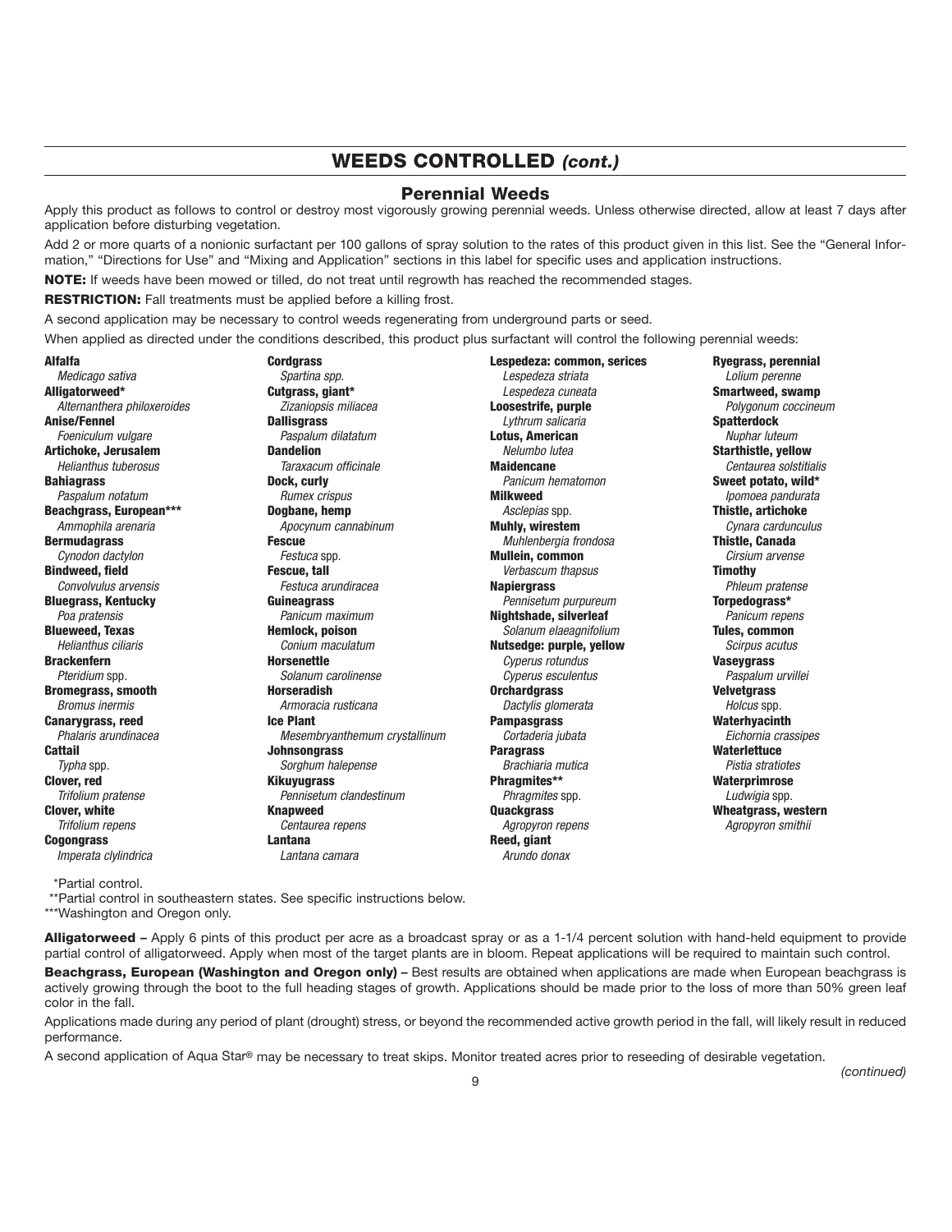## WEEDS CONTROLLED *(cont.)*

### Perennial Weeds

Apply this product as follows to control or destroy most vigorously growing perennial weeds. Unless otherwise directed, allow at least 7 days after application before disturbing vegetation.

Add 2 or more quarts of a nonionic surfactant per 100 gallons of spray solution to the rates of this product given in this list. See the "General Information," "Directions for Use" and "Mixing and Application" sections in this label for specific uses and application instructions.

**NOTE:** If weeds have been mowed or tilled, do not treat until regrowth has reached the recommended stages.

**RESTRICTION:** Fall treatments must be applied before a killing frost.

A second application may be necessary to control weeds regenerating from underground parts or seed.

When applied as directed under the conditions described, this product plus surfactant will control the following perennial weeds:

**Alfalfa**
*Medicago sativa*
**Alligatorweed***
*Alternanthera philoxeroides*
**Anise/Fennel**
*Foeniculum vulgare*
**Artichoke, Jerusalem**
*Helianthus tuberosus*
**Bahiagrass**
*Paspalum notatum*
**Beachgrass, European*****
*Ammophila arenaria*
**Bermudagrass**
*Cynodon dactylon*
**Bindweed, field**
*Convolvulus arvensis*
**Bluegrass, Kentucky**
*Poa pratensis*
**Blueweed, Texas**
*Helianthus ciliaris*
**Brackenfern**
*Pteridium* spp.
**Bromegrass, smooth**
*Bromus inermis*
**Canarygrass, reed**
*Phalaris arundinacea*
**Cattail**
*Typha* spp.
**Clover, red**
*Trifolium pratense*
**Clover, white**
*Trifolium repens*
**Cogongrass**
*Imperata clylindrica*
**Cordgrass**
*Spartina spp.*
**Cutgrass, giant***
*Zizaniopsis miliacea*
**Dallisgrass**
*Paspalum dilatatum*
**Dandelion**
*Taraxacum officinale*
**Dock, curly**
*Rumex crispus*
**Dogbane, hemp**
*Apocynum cannabinum*
**Fescue**
*Festuca* spp.
**Fescue, tall**
*Festuca arundiracea*
**Guineagrass**
*Panicum maximum*
**Hemlock, poison**
*Conium maculatum*
**Horsenettle**
*Solanum carolinense*
**Horseradish**
*Armoracia rusticana*
**Ice Plant**
*Mesembryanthemum crystallinum*
**Johnsongrass**
*Sorghum halepense*
**Kikuyugrass**
*Pennisetum clandestinum*
**Knapweed**
*Centaurea repens*
**Lantana**
*Lantana camara*
**Lespedeza: common, serices**
*Lespedeza striata*
*Lespedeza cuneata*
**Loosestrife, purple**
*Lythrum salicaria*
**Lotus, American**
*Nelumbo lutea*
**Maidencane**
*Panicum hematomon*
**Milkweed**
*Asclepias* spp.
**Muhly, wirestem**
*Muhlenbergia frondosa*
**Mullein, common**
*Verbascum thapsus*
**Napiergrass**
*Pennisetum purpureum*
**Nightshade, silverleaf**
*Solanum elaeagnifolium*
**Nutsedge: purple, yellow**
*Cyperus rotundus*
*Cyperus esculentus*
**Orchardgrass**
*Dactylis glomerata*
**Pampasgrass**
*Cortaderia jubata*
**Paragrass**
*Brachiaria mutica*
**Phragmites****
*Phragmites* spp.
**Quackgrass**
*Agropyron repens*
**Reed, giant**
*Arundo donax*
**Ryegrass, perennial**
*Lolium perenne*
**Smartweed, swamp**
*Polygonum coccineum*
**Spatterdock**
*Nuphar luteum*
**Starthistle, yellow**
*Centaurea solstitialis*
**Sweet potato, wild***
*Ipomoea pandurata*
**Thistle, artichoke**
*Cynara cardunculus*
**Thistle, Canada**
*Cirsium arvense*
**Timothy**
*Phleum pratense*
**Torpedograss***
*Panicum repens*
**Tules, common**
*Scirpus acutus*
**Vaseygrass**
*Paspalum urvillei*
**Velvetgrass**
*Holcus* spp.
**Waterhyacinth**
*Eichornia crassipes*
**Waterlettuce**
*Pistia stratiotes*
**Waterprimrose**
*Ludwigia* spp.
**Wheatgrass, western**
*Agropyron smithii*

*Partial control.
**Partial control in southeastern states. See specific instructions below.
***Washington and Oregon only.

**Alligatorweed –** Apply 6 pints of this product per acre as a broadcast spray or as a 1-1/4 percent solution with hand-held equipment to provide partial control of alligatorweed. Apply when most of the target plants are in bloom. Repeat applications will be required to maintain such control.

**Beachgrass, European (Washington and Oregon only) –** Best results are obtained when applications are made when European beachgrass is actively growing through the boot to the full heading stages of growth. Applications should be made prior to the loss of more than 50% green leaf color in the fall.

Applications made during any period of plant (drought) stress, or beyond the recommended active growth period in the fall, will likely result in reduced performance.

A second application of Aqua Star® may be necessary to treat skips. Monitor treated acres prior to reseeding of desirable vegetation.

*(continued)*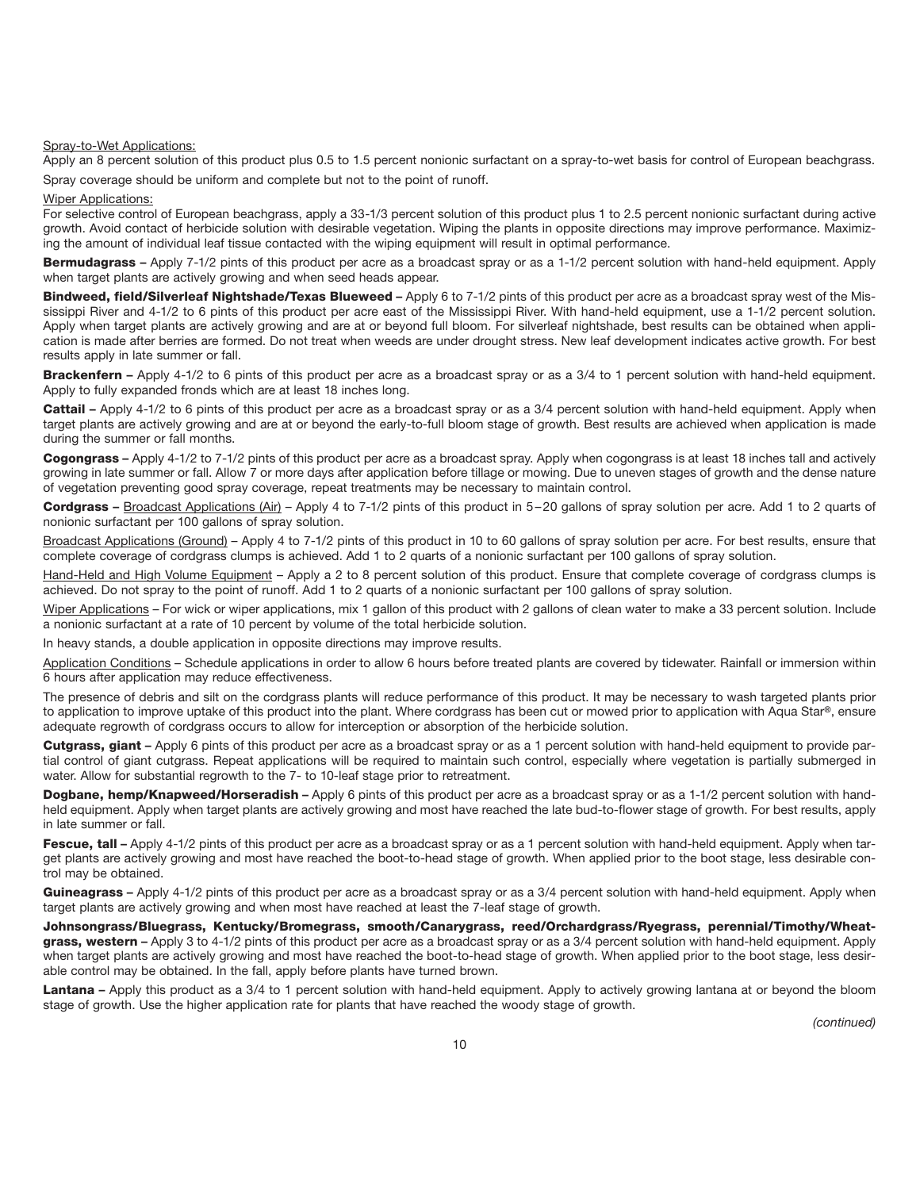Spray-to-Wet Applications:

Apply an 8 percent solution of this product plus 0.5 to 1.5 percent nonionic surfactant on a spray-to-wet basis for control of European beachgrass.

Spray coverage should be uniform and complete but not to the point of runoff.

Wiper Applications:

For selective control of European beachgrass, apply a 33-1/3 percent solution of this product plus 1 to 2.5 percent nonionic surfactant during active growth. Avoid contact of herbicide solution with desirable vegetation. Wiping the plants in opposite directions may improve performance. Maximizing the amount of individual leaf tissue contacted with the wiping equipment will result in optimal performance.

**Bermudagrass –** Apply 7-1/2 pints of this product per acre as a broadcast spray or as a 1-1/2 percent solution with hand-held equipment. Apply when target plants are actively growing and when seed heads appear.

**Bindweed, field/Silverleaf Nightshade/Texas Blueweed –** Apply 6 to 7-1/2 pints of this product per acre as a broadcast spray west of the Mississippi River and 4-1/2 to 6 pints of this product per acre east of the Mississippi River. With hand-held equipment, use a 1-1/2 percent solution. Apply when target plants are actively growing and are at or beyond full bloom. For silverleaf nightshade, best results can be obtained when application is made after berries are formed. Do not treat when weeds are under drought stress. New leaf development indicates active growth. For best results apply in late summer or fall.

**Brackenfern –** Apply 4-1/2 to 6 pints of this product per acre as a broadcast spray or as a 3/4 to 1 percent solution with hand-held equipment. Apply to fully expanded fronds which are at least 18 inches long.

**Cattail –** Apply 4-1/2 to 6 pints of this product per acre as a broadcast spray or as a 3/4 percent solution with hand-held equipment. Apply when target plants are actively growing and are at or beyond the early-to-full bloom stage of growth. Best results are achieved when application is made during the summer or fall months.

**Cogongrass –** Apply 4-1/2 to 7-1/2 pints of this product per acre as a broadcast spray. Apply when cogongrass is at least 18 inches tall and actively growing in late summer or fall. Allow 7 or more days after application before tillage or mowing. Due to uneven stages of growth and the dense nature of vegetation preventing good spray coverage, repeat treatments may be necessary to maintain control.

**Cordgrass –** Broadcast Applications (Air) – Apply 4 to 7-1/2 pints of this product in 5–20 gallons of spray solution per acre. Add 1 to 2 quarts of nonionic surfactant per 100 gallons of spray solution.

Broadcast Applications (Ground) – Apply 4 to 7-1/2 pints of this product in 10 to 60 gallons of spray solution per acre. For best results, ensure that complete coverage of cordgrass clumps is achieved. Add 1 to 2 quarts of a nonionic surfactant per 100 gallons of spray solution.

Hand-Held and High Volume Equipment – Apply a 2 to 8 percent solution of this product. Ensure that complete coverage of cordgrass clumps is achieved. Do not spray to the point of runoff. Add 1 to 2 quarts of a nonionic surfactant per 100 gallons of spray solution.

Wiper Applications – For wick or wiper applications, mix 1 gallon of this product with 2 gallons of clean water to make a 33 percent solution. Include a nonionic surfactant at a rate of 10 percent by volume of the total herbicide solution.

In heavy stands, a double application in opposite directions may improve results.

Application Conditions – Schedule applications in order to allow 6 hours before treated plants are covered by tidewater. Rainfall or immersion within 6 hours after application may reduce effectiveness.

The presence of debris and silt on the cordgrass plants will reduce performance of this product. It may be necessary to wash targeted plants prior to application to improve uptake of this product into the plant. Where cordgrass has been cut or mowed prior to application with Aqua Star®, ensure adequate regrowth of cordgrass occurs to allow for interception or absorption of the herbicide solution.

**Cutgrass, giant –** Apply 6 pints of this product per acre as a broadcast spray or as a 1 percent solution with hand-held equipment to provide partial control of giant cutgrass. Repeat applications will be required to maintain such control, especially where vegetation is partially submerged in water. Allow for substantial regrowth to the 7- to 10-leaf stage prior to retreatment.

**Dogbane, hemp/Knapweed/Horseradish –** Apply 6 pints of this product per acre as a broadcast spray or as a 1-1/2 percent solution with hand-held equipment. Apply when target plants are actively growing and most have reached the late bud-to-flower stage of growth. For best results, apply in late summer or fall.

**Fescue, tall –** Apply 4-1/2 pints of this product per acre as a broadcast spray or as a 1 percent solution with hand-held equipment. Apply when target plants are actively growing and most have reached the boot-to-head stage of growth. When applied prior to the boot stage, less desirable control may be obtained.

**Guineagrass –** Apply 4-1/2 pints of this product per acre as a broadcast spray or as a 3/4 percent solution with hand-held equipment. Apply when target plants are actively growing and when most have reached at least the 7-leaf stage of growth.

**Johnsongrass/Bluegrass, Kentucky/Bromegrass, smooth/Canarygrass, reed/Orchardgrass/Ryegrass, perennial/Timothy/Wheatgrass, western –** Apply 3 to 4-1/2 pints of this product per acre as a broadcast spray or as a 3/4 percent solution with hand-held equipment. Apply when target plants are actively growing and most have reached the boot-to-head stage of growth. When applied prior to the boot stage, less desirable control may be obtained. In the fall, apply before plants have turned brown.

**Lantana –** Apply this product as a 3/4 to 1 percent solution with hand-held equipment. Apply to actively growing lantana at or beyond the bloom stage of growth. Use the higher application rate for plants that have reached the woody stage of growth.

*(continued)*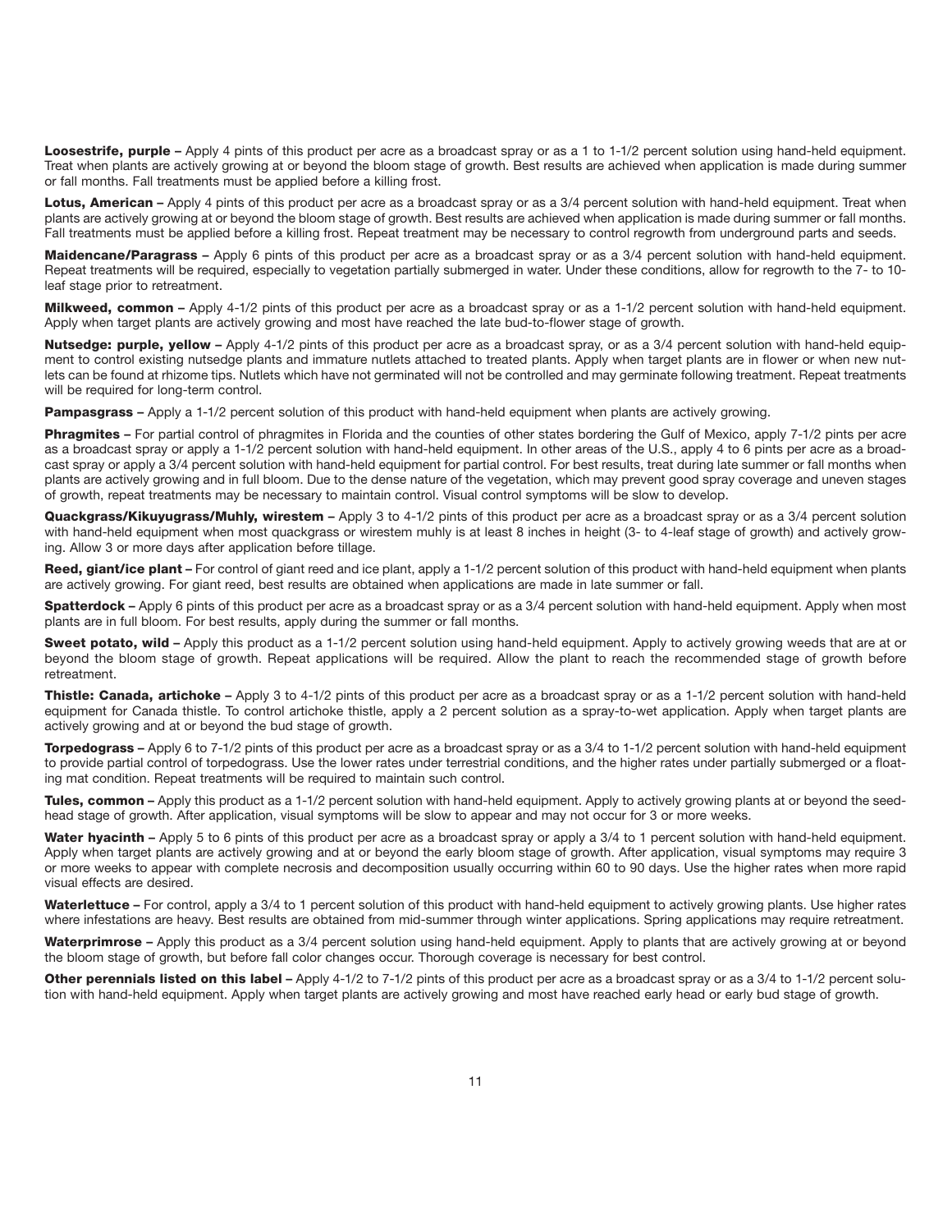**Loosestrife, purple –** Apply 4 pints of this product per acre as a broadcast spray or as a 1 to 1-1/2 percent solution using hand-held equipment. Treat when plants are actively growing at or beyond the bloom stage of growth. Best results are achieved when application is made during summer or fall months. Fall treatments must be applied before a killing frost.

**Lotus, American –** Apply 4 pints of this product per acre as a broadcast spray or as a 3/4 percent solution with hand-held equipment. Treat when plants are actively growing at or beyond the bloom stage of growth. Best results are achieved when application is made during summer or fall months. Fall treatments must be applied before a killing frost. Repeat treatment may be necessary to control regrowth from underground parts and seeds.

**Maidencane/Paragrass –** Apply 6 pints of this product per acre as a broadcast spray or as a 3/4 percent solution with hand-held equipment. Repeat treatments will be required, especially to vegetation partially submerged in water. Under these conditions, allow for regrowth to the 7- to 10-leaf stage prior to retreatment.

**Milkweed, common –** Apply 4-1/2 pints of this product per acre as a broadcast spray or as a 1-1/2 percent solution with hand-held equipment. Apply when target plants are actively growing and most have reached the late bud-to-flower stage of growth.

**Nutsedge: purple, yellow –** Apply 4-1/2 pints of this product per acre as a broadcast spray, or as a 3/4 percent solution with hand-held equipment to control existing nutsedge plants and immature nutlets attached to treated plants. Apply when target plants are in flower or when new nutlets can be found at rhizome tips. Nutlets which have not germinated will not be controlled and may germinate following treatment. Repeat treatments will be required for long-term control.

**Pampasgrass –** Apply a 1-1/2 percent solution of this product with hand-held equipment when plants are actively growing.

**Phragmites –** For partial control of phragmites in Florida and the counties of other states bordering the Gulf of Mexico, apply 7-1/2 pints per acre as a broadcast spray or apply a 1-1/2 percent solution with hand-held equipment. In other areas of the U.S., apply 4 to 6 pints per acre as a broadcast spray or apply a 3/4 percent solution with hand-held equipment for partial control. For best results, treat during late summer or fall months when plants are actively growing and in full bloom. Due to the dense nature of the vegetation, which may prevent good spray coverage and uneven stages of growth, repeat treatments may be necessary to maintain control. Visual control symptoms will be slow to develop.

**Quackgrass/Kikuyugrass/Muhly, wirestem –** Apply 3 to 4-1/2 pints of this product per acre as a broadcast spray or as a 3/4 percent solution with hand-held equipment when most quackgrass or wirestem muhly is at least 8 inches in height (3- to 4-leaf stage of growth) and actively growing. Allow 3 or more days after application before tillage.

**Reed, giant/ice plant –** For control of giant reed and ice plant, apply a 1-1/2 percent solution of this product with hand-held equipment when plants are actively growing. For giant reed, best results are obtained when applications are made in late summer or fall.

**Spatterdock –** Apply 6 pints of this product per acre as a broadcast spray or as a 3/4 percent solution with hand-held equipment. Apply when most plants are in full bloom. For best results, apply during the summer or fall months.

**Sweet potato, wild –** Apply this product as a 1-1/2 percent solution using hand-held equipment. Apply to actively growing weeds that are at or beyond the bloom stage of growth. Repeat applications will be required. Allow the plant to reach the recommended stage of growth before retreatment.

**Thistle: Canada, artichoke –** Apply 3 to 4-1/2 pints of this product per acre as a broadcast spray or as a 1-1/2 percent solution with hand-held equipment for Canada thistle. To control artichoke thistle, apply a 2 percent solution as a spray-to-wet application. Apply when target plants are actively growing and at or beyond the bud stage of growth.

**Torpedograss –** Apply 6 to 7-1/2 pints of this product per acre as a broadcast spray or as a 3/4 to 1-1/2 percent solution with hand-held equipment to provide partial control of torpedograss. Use the lower rates under terrestrial conditions, and the higher rates under partially submerged or a floating mat condition. Repeat treatments will be required to maintain such control.

**Tules, common –** Apply this product as a 1-1/2 percent solution with hand-held equipment. Apply to actively growing plants at or beyond the seedhead stage of growth. After application, visual symptoms will be slow to appear and may not occur for 3 or more weeks.

**Water hyacinth –** Apply 5 to 6 pints of this product per acre as a broadcast spray or apply a 3/4 to 1 percent solution with hand-held equipment. Apply when target plants are actively growing and at or beyond the early bloom stage of growth. After application, visual symptoms may require 3 or more weeks to appear with complete necrosis and decomposition usually occurring within 60 to 90 days. Use the higher rates when more rapid visual effects are desired.

**Waterlettuce –** For control, apply a 3/4 to 1 percent solution of this product with hand-held equipment to actively growing plants. Use higher rates where infestations are heavy. Best results are obtained from mid-summer through winter applications. Spring applications may require retreatment.

**Waterprimrose –** Apply this product as a 3/4 percent solution using hand-held equipment. Apply to plants that are actively growing at or beyond the bloom stage of growth, but before fall color changes occur. Thorough coverage is necessary for best control.

**Other perennials listed on this label –** Apply 4-1/2 to 7-1/2 pints of this product per acre as a broadcast spray or as a 3/4 to 1-1/2 percent solution with hand-held equipment. Apply when target plants are actively growing and most have reached early head or early bud stage of growth.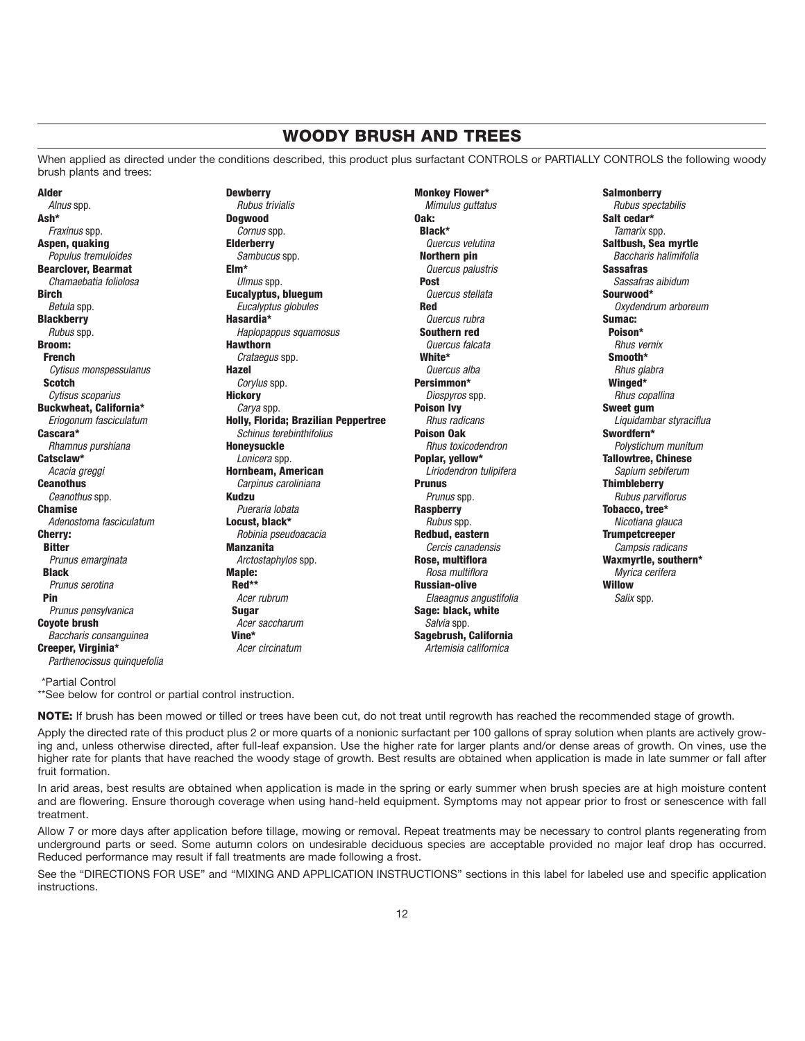## WOODY BRUSH AND TREES

When applied as directed under the conditions described, this product plus surfactant CONTROLS or PARTIALLY CONTROLS the following woody brush plants and trees:

**Alder**
*Alnus* spp.
**Ash***
*Fraxinus* spp.
**Aspen, quaking**
*Populus tremuloides*
**Bearclover, Bearmat**
*Chamaebatia foliolosa*
**Birch**
*Betula* spp.
**Blackberry**
*Rubus* spp.
**Broom:**
**French**
*Cytisus monspessulanus*
**Scotch**
*Cytisus scoparius*
**Buckwheat, California***
*Eriogonum fasciculatum*
**Cascara***
*Rhamnus purshiana*
**Catsclaw***
*Acacia greggi*
**Ceanothus**
*Ceanothus* spp.
**Chamise**
*Adenostoma fasciculatum*
**Cherry:**
**Bitter**
*Prunus emarginata*
**Black**
*Prunus serotina*
**Pin**
*Prunus pensylvanica*
**Coyote brush**
*Baccharis consanguinea*
**Creeper, Virginia***
*Parthenocissus quinquefolia*
**Dewberry**
*Rubus trivialis*
**Dogwood**
*Cornus* spp.
**Elderberry**
*Sambucus* spp.
**Elm***
*Ulmus* spp.
**Eucalyptus, bluegum**
*Eucalyptus globules*
**Hasardia***
*Haplopappus squamosus*
**Hawthorn**
*Crataegus* spp.
**Hazel**
*Corylus* spp.
**Hickory**
*Carya* spp.
**Holly, Florida; Brazilian Peppertree**
*Schinus terebinthifolius*
**Honeysuckle**
*Lonicera* spp.
**Hornbeam, American**
*Carpinus caroliniana*
**Kudzu**
*Pueraria lobata*
**Locust, black***
*Robinia pseudoacacia*
**Manzanita**
*Arctostaphylos* spp.
**Maple:**
**Red****
*Acer rubrum*
**Sugar**
*Acer saccharum*
**Vine***
*Acer circinatum*
**Monkey Flower***
*Mimulus guttatus*
**Oak:**
**Black***
*Quercus velutina*
**Northern pin**
*Quercus palustris*
**Post**
*Quercus stellata*
**Red**
*Quercus rubra*
**Southern red**
*Quercus falcata*
**White***
*Quercus alba*
**Persimmon***
*Diospyros* spp.
**Poison Ivy**
*Rhus radicans*
**Poison Oak**
*Rhus toxicodendron*
**Poplar, yellow***
*Liriodendron tulipifera*
**Prunus**
*Prunus* spp.
**Raspberry**
*Rubus* spp.
**Redbud, eastern**
*Cercis canadensis*
**Rose, multiflora**
*Rosa multiflora*
**Russian-olive**
*Elaeagnus angustifolia*
**Sage: black, white**
*Salvia* spp.
**Sagebrush, California**
*Artemisia californica*
**Salmonberry**
*Rubus spectabilis*
**Salt cedar***
*Tamarix* spp.
**Saltbush, Sea myrtle**
*Baccharis halimifolia*
**Sassafras**
*Sassafras aibidum*
**Sourwood***
*Oxydendrum arboreum*
**Sumac:**
**Poison***
*Rhus vernix*
**Smooth***
*Rhus glabra*
**Winged***
*Rhus copallina*
**Sweet gum**
*Liquidambar styraciflua*
**Swordfern***
*Polystichum munitum*
**Tallowtree, Chinese**
*Sapium sebiferum*
**Thimbleberry**
*Rubus parviflorus*
**Tobacco, tree***
*Nicotiana glauca*
**Trumpetcreeper**
*Campsis radicans*
**Waxmyrtle, southern***
*Myrica cerifera*
**Willow**
*Salix* spp.

*Partial Control
**See below for control or partial control instruction.

**NOTE:** If brush has been mowed or tilled or trees have been cut, do not treat until regrowth has reached the recommended stage of growth.

Apply the directed rate of this product plus 2 or more quarts of a nonionic surfactant per 100 gallons of spray solution when plants are actively growing and, unless otherwise directed, after full-leaf expansion. Use the higher rate for larger plants and/or dense areas of growth. On vines, use the higher rate for plants that have reached the woody stage of growth. Best results are obtained when application is made in late summer or fall after fruit formation.

In arid areas, best results are obtained when application is made in the spring or early summer when brush species are at high moisture content and are flowering. Ensure thorough coverage when using hand-held equipment. Symptoms may not appear prior to frost or senescence with fall treatment.

Allow 7 or more days after application before tillage, mowing or removal. Repeat treatments may be necessary to control plants regenerating from underground parts or seed. Some autumn colors on undesirable deciduous species are acceptable provided no major leaf drop has occurred. Reduced performance may result if fall treatments are made following a frost.

See the "DIRECTIONS FOR USE" and "MIXING AND APPLICATION INSTRUCTIONS" sections in this label for labeled use and specific application instructions.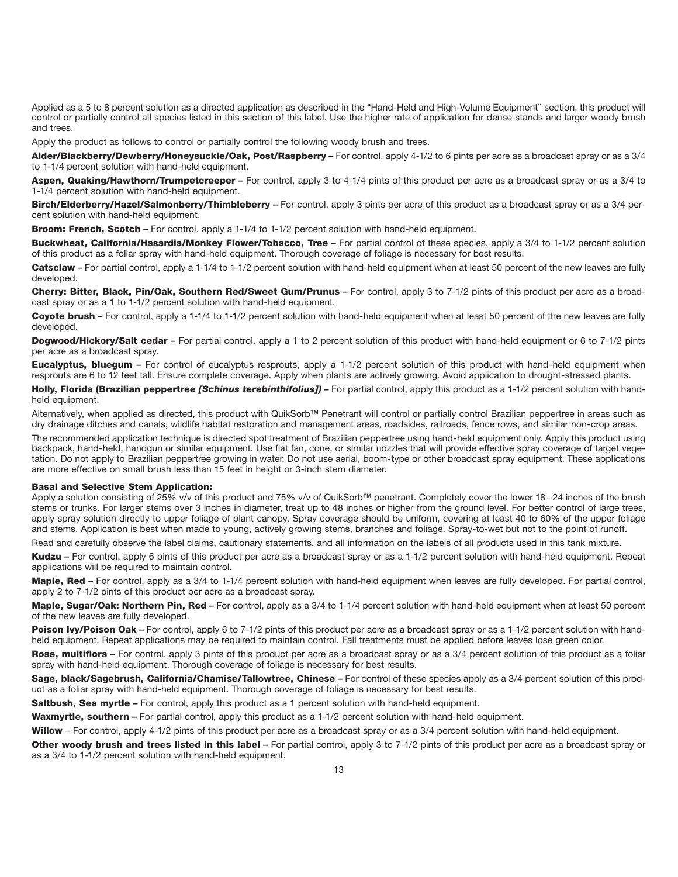Applied as a 5 to 8 percent solution as a directed application as described in the "Hand-Held and High-Volume Equipment" section, this product will control or partially control all species listed in this section of this label. Use the higher rate of application for dense stands and larger woody brush and trees.

Apply the product as follows to control or partially control the following woody brush and trees.

**Alder/Blackberry/Dewberry/Honeysuckle/Oak, Post/Raspberry –** For control, apply 4-1/2 to 6 pints per acre as a broadcast spray or as a 3/4 to 1-1/4 percent solution with hand-held equipment.

**Aspen, Quaking/Hawthorn/Trumpetcreeper –** For control, apply 3 to 4-1/4 pints of this product per acre as a broadcast spray or as a 3/4 to 1-1/4 percent solution with hand-held equipment.

**Birch/Elderberry/Hazel/Salmonberry/Thimbleberry –** For control, apply 3 pints per acre of this product as a broadcast spray or as a 3/4 percent solution with hand-held equipment.

**Broom: French, Scotch –** For control, apply a 1-1/4 to 1-1/2 percent solution with hand-held equipment.

**Buckwheat, California/Hasardia/Monkey Flower/Tobacco, Tree –** For partial control of these species, apply a 3/4 to 1-1/2 percent solution of this product as a foliar spray with hand-held equipment. Thorough coverage of foliage is necessary for best results.

**Catsclaw –** For partial control, apply a 1-1/4 to 1-1/2 percent solution with hand-held equipment when at least 50 percent of the new leaves are fully developed.

**Cherry: Bitter, Black, Pin/Oak, Southern Red/Sweet Gum/Prunus –** For control, apply 3 to 7-1/2 pints of this product per acre as a broadcast spray or as a 1 to 1-1/2 percent solution with hand-held equipment.

**Coyote brush –** For control, apply a 1-1/4 to 1-1/2 percent solution with hand-held equipment when at least 50 percent of the new leaves are fully developed.

**Dogwood/Hickory/Salt cedar –** For partial control, apply a 1 to 2 percent solution of this product with hand-held equipment or 6 to 7-1/2 pints per acre as a broadcast spray.

**Eucalyptus, bluegum –** For control of eucalyptus resprouts, apply a 1-1/2 percent solution of this product with hand-held equipment when resprouts are 6 to 12 feet tall. Ensure complete coverage. Apply when plants are actively growing. Avoid application to drought-stressed plants.

**Holly, Florida (Brazilian peppertree *[Schinus terebinthifolius]*) –** For partial control, apply this product as a 1-1/2 percent solution with hand-held equipment.

Alternatively, when applied as directed, this product with QuikSorb™ Penetrant will control or partially control Brazilian peppertree in areas such as dry drainage ditches and canals, wildlife habitat restoration and management areas, roadsides, railroads, fence rows, and similar non-crop areas.

The recommended application technique is directed spot treatment of Brazilian peppertree using hand-held equipment only. Apply this product using backpack, hand-held, handgun or similar equipment. Use flat fan, cone, or similar nozzles that will provide effective spray coverage of target vegetation. Do not apply to Brazilian peppertree growing in water. Do not use aerial, boom-type or other broadcast spray equipment. These applications are more effective on small brush less than 15 feet in height or 3-inch stem diameter.

**Basal and Selective Stem Application:**
Apply a solution consisting of 25% v/v of this product and 75% v/v of QuikSorb™ penetrant. Completely cover the lower 18–24 inches of the brush stems or trunks. For larger stems over 3 inches in diameter, treat up to 48 inches or higher from the ground level. For better control of large trees, apply spray solution directly to upper foliage of plant canopy. Spray coverage should be uniform, covering at least 40 to 60% of the upper foliage and stems. Application is best when made to young, actively growing stems, branches and foliage. Spray-to-wet but not to the point of runoff.

Read and carefully observe the label claims, cautionary statements, and all information on the labels of all products used in this tank mixture.

**Kudzu –** For control, apply 6 pints of this product per acre as a broadcast spray or as a 1-1/2 percent solution with hand-held equipment. Repeat applications will be required to maintain control.

**Maple, Red –** For control, apply as a 3/4 to 1-1/4 percent solution with hand-held equipment when leaves are fully developed. For partial control, apply 2 to 7-1/2 pints of this product per acre as a broadcast spray.

**Maple, Sugar/Oak: Northern Pin, Red –** For control, apply as a 3/4 to 1-1/4 percent solution with hand-held equipment when at least 50 percent of the new leaves are fully developed.

**Poison Ivy/Poison Oak –** For control, apply 6 to 7-1/2 pints of this product per acre as a broadcast spray or as a 1-1/2 percent solution with hand-held equipment. Repeat applications may be required to maintain control. Fall treatments must be applied before leaves lose green color.

**Rose, multiflora –** For control, apply 3 pints of this product per acre as a broadcast spray or as a 3/4 percent solution of this product as a foliar spray with hand-held equipment. Thorough coverage of foliage is necessary for best results.

**Sage, black/Sagebrush, California/Chamise/Tallowtree, Chinese –** For control of these species apply as a 3/4 percent solution of this product as a foliar spray with hand-held equipment. Thorough coverage of foliage is necessary for best results.

**Saltbush, Sea myrtle –** For control, apply this product as a 1 percent solution with hand-held equipment.

**Waxmyrtle, southern –** For partial control, apply this product as a 1-1/2 percent solution with hand-held equipment.

**Willow** – For control, apply 4-1/2 pints of this product per acre as a broadcast spray or as a 3/4 percent solution with hand-held equipment.

**Other woody brush and trees listed in this label –** For partial control, apply 3 to 7-1/2 pints of this product per acre as a broadcast spray or as a 3/4 to 1-1/2 percent solution with hand-held equipment.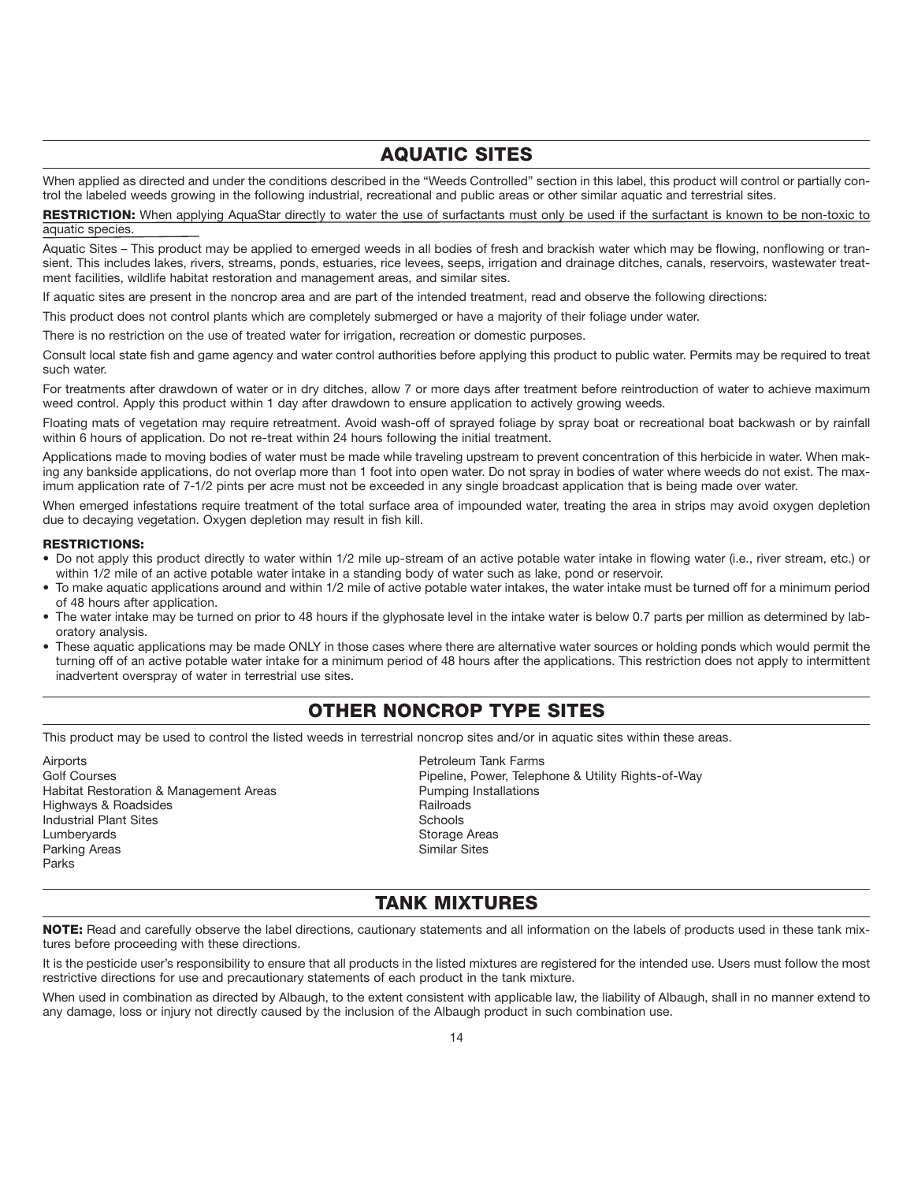## AQUATIC SITES

When applied as directed and under the conditions described in the "Weeds Controlled" section in this label, this product will control or partially control the labeled weeds growing in the following industrial, recreational and public areas or other similar aquatic and terrestrial sites.

**RESTRICTION:** When applying AquaStar directly to water the use of surfactants must only be used if the surfactant is known to be non-toxic to aquatic species.

Aquatic Sites – This product may be applied to emerged weeds in all bodies of fresh and brackish water which may be flowing, nonflowing or transient. This includes lakes, rivers, streams, ponds, estuaries, rice levees, seeps, irrigation and drainage ditches, canals, reservoirs, wastewater treatment facilities, wildlife habitat restoration and management areas, and similar sites.

If aquatic sites are present in the noncrop area and are part of the intended treatment, read and observe the following directions:

This product does not control plants which are completely submerged or have a majority of their foliage under water.

There is no restriction on the use of treated water for irrigation, recreation or domestic purposes.

Consult local state fish and game agency and water control authorities before applying this product to public water. Permits may be required to treat such water.

For treatments after drawdown of water or in dry ditches, allow 7 or more days after treatment before reintroduction of water to achieve maximum weed control. Apply this product within 1 day after drawdown to ensure application to actively growing weeds.

Floating mats of vegetation may require retreatment. Avoid wash-off of sprayed foliage by spray boat or recreational boat backwash or by rainfall within 6 hours of application. Do not re-treat within 24 hours following the initial treatment.

Applications made to moving bodies of water must be made while traveling upstream to prevent concentration of this herbicide in water. When making any bankside applications, do not overlap more than 1 foot into open water. Do not spray in bodies of water where weeds do not exist. The maximum application rate of 7-1/2 pints per acre must not be exceeded in any single broadcast application that is being made over water.

When emerged infestations require treatment of the total surface area of impounded water, treating the area in strips may avoid oxygen depletion due to decaying vegetation. Oxygen depletion may result in fish kill.

**RESTRICTIONS:**

- Do not apply this product directly to water within 1/2 mile up-stream of an active potable water intake in flowing water (i.e., river stream, etc.) or within 1/2 mile of an active potable water intake in a standing body of water such as lake, pond or reservoir.
- To make aquatic applications around and within 1/2 mile of active potable water intakes, the water intake must be turned off for a minimum period of 48 hours after application.
- The water intake may be turned on prior to 48 hours if the glyphosate level in the intake water is below 0.7 parts per million as determined by laboratory analysis.
- These aquatic applications may be made ONLY in those cases where there are alternative water sources or holding ponds which would permit the turning off of an active potable water intake for a minimum period of 48 hours after the applications. This restriction does not apply to intermittent inadvertent overspray of water in terrestrial use sites.

## OTHER NONCROP TYPE SITES

This product may be used to control the listed weeds in terrestrial noncrop sites and/or in aquatic sites within these areas.

- Airports
- Golf Courses
- Habitat Restoration & Management Areas
- Highways & Roadsides
- Industrial Plant Sites
- Lumberyards
- Parking Areas
- Parks
- Petroleum Tank Farms
- Pipeline, Power, Telephone & Utility Rights-of-Way
- Pumping Installations
- Railroads
- Schools
- Storage Areas
- Similar Sites

## TANK MIXTURES

**NOTE:** Read and carefully observe the label directions, cautionary statements and all information on the labels of products used in these tank mixtures before proceeding with these directions.

It is the pesticide user's responsibility to ensure that all products in the listed mixtures are registered for the intended use. Users must follow the most restrictive directions for use and precautionary statements of each product in the tank mixture.

When used in combination as directed by Albaugh, to the extent consistent with applicable law, the liability of Albaugh, shall in no manner extend to any damage, loss or injury not directly caused by the inclusion of the Albaugh product in such combination use.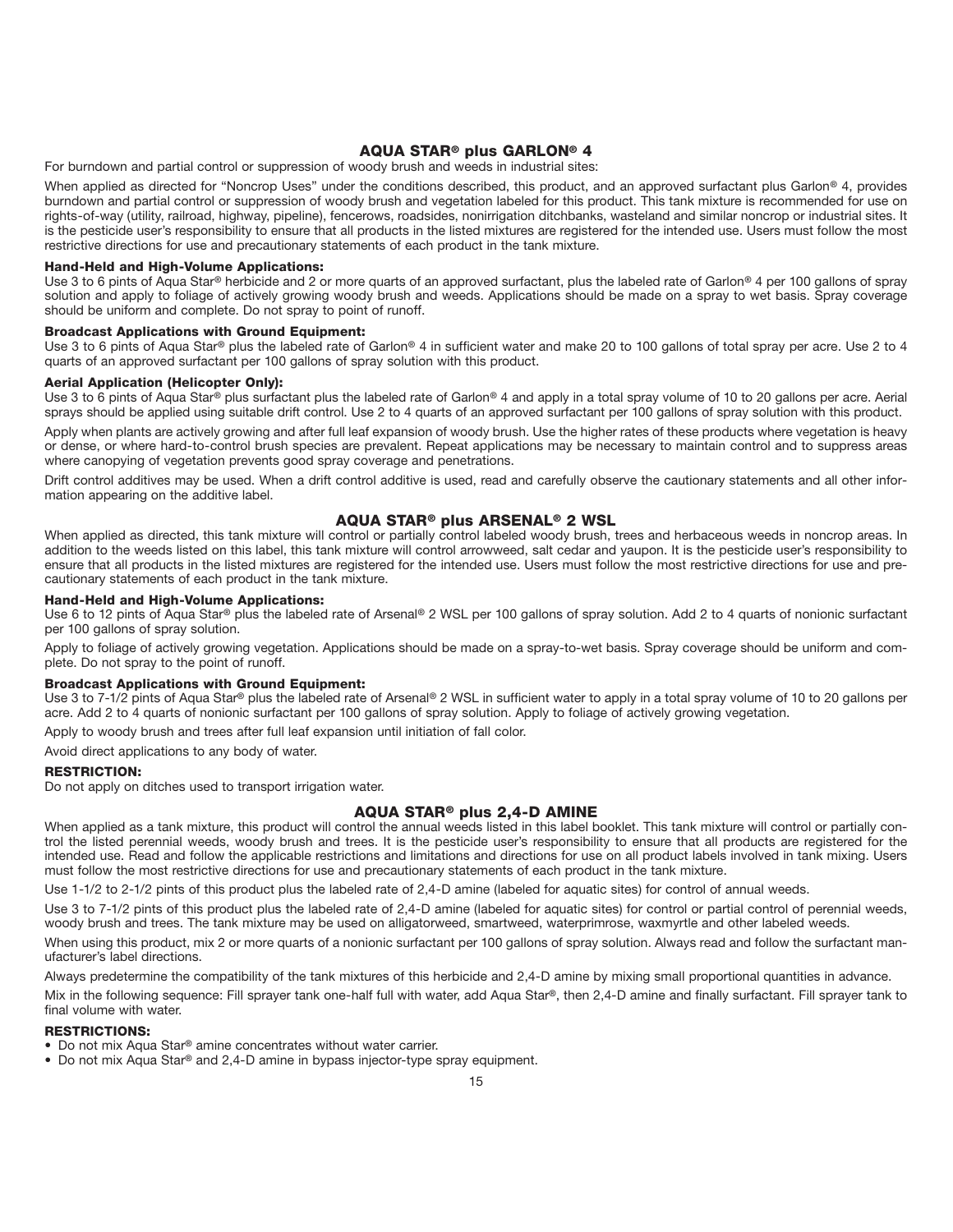## AQUA STAR® plus GARLON® 4

For burndown and partial control or suppression of woody brush and weeds in industrial sites:

When applied as directed for "Noncrop Uses" under the conditions described, this product, and an approved surfactant plus Garlon® 4, provides burndown and partial control or suppression of woody brush and vegetation labeled for this product. This tank mixture is recommended for use on rights-of-way (utility, railroad, highway, pipeline), fencerows, roadsides, nonirrigation ditchbanks, wasteland and similar noncrop or industrial sites. It is the pesticide user's responsibility to ensure that all products in the listed mixtures are registered for the intended use. Users must follow the most restrictive directions for use and precautionary statements of each product in the tank mixture.

**Hand-Held and High-Volume Applications:**
Use 3 to 6 pints of Aqua Star® herbicide and 2 or more quarts of an approved surfactant, plus the labeled rate of Garlon® 4 per 100 gallons of spray solution and apply to foliage of actively growing woody brush and weeds. Applications should be made on a spray to wet basis. Spray coverage should be uniform and complete. Do not spray to point of runoff.

**Broadcast Applications with Ground Equipment:**
Use 3 to 6 pints of Aqua Star® plus the labeled rate of Garlon® 4 in sufficient water and make 20 to 100 gallons of total spray per acre. Use 2 to 4 quarts of an approved surfactant per 100 gallons of spray solution with this product.

**Aerial Application (Helicopter Only):**
Use 3 to 6 pints of Aqua Star® plus surfactant plus the labeled rate of Garlon® 4 and apply in a total spray volume of 10 to 20 gallons per acre. Aerial sprays should be applied using suitable drift control. Use 2 to 4 quarts of an approved surfactant per 100 gallons of spray solution with this product.

Apply when plants are actively growing and after full leaf expansion of woody brush. Use the higher rates of these products where vegetation is heavy or dense, or where hard-to-control brush species are prevalent. Repeat applications may be necessary to maintain control and to suppress areas where canopying of vegetation prevents good spray coverage and penetrations.

Drift control additives may be used. When a drift control additive is used, read and carefully observe the cautionary statements and all other information appearing on the additive label.

## AQUA STAR® plus ARSENAL® 2 WSL

When applied as directed, this tank mixture will control or partially control labeled woody brush, trees and herbaceous weeds in noncrop areas. In addition to the weeds listed on this label, this tank mixture will control arrowweed, salt cedar and yaupon. It is the pesticide user's responsibility to ensure that all products in the listed mixtures are registered for the intended use. Users must follow the most restrictive directions for use and precautionary statements of each product in the tank mixture.

**Hand-Held and High-Volume Applications:**
Use 6 to 12 pints of Aqua Star® plus the labeled rate of Arsenal® 2 WSL per 100 gallons of spray solution. Add 2 to 4 quarts of nonionic surfactant per 100 gallons of spray solution.

Apply to foliage of actively growing vegetation. Applications should be made on a spray-to-wet basis. Spray coverage should be uniform and complete. Do not spray to the point of runoff.

**Broadcast Applications with Ground Equipment:**
Use 3 to 7-1/2 pints of Aqua Star® plus the labeled rate of Arsenal® 2 WSL in sufficient water to apply in a total spray volume of 10 to 20 gallons per acre. Add 2 to 4 quarts of nonionic surfactant per 100 gallons of spray solution. Apply to foliage of actively growing vegetation.

Apply to woody brush and trees after full leaf expansion until initiation of fall color.

Avoid direct applications to any body of water.

**RESTRICTION:**
Do not apply on ditches used to transport irrigation water.

## AQUA STAR® plus 2,4-D AMINE

When applied as a tank mixture, this product will control the annual weeds listed in this label booklet. This tank mixture will control or partially control the listed perennial weeds, woody brush and trees. It is the pesticide user's responsibility to ensure that all products are registered for the intended use. Read and follow the applicable restrictions and limitations and directions for use on all product labels involved in tank mixing. Users must follow the most restrictive directions for use and precautionary statements of each product in the tank mixture.

Use 1-1/2 to 2-1/2 pints of this product plus the labeled rate of 2,4-D amine (labeled for aquatic sites) for control of annual weeds.

Use 3 to 7-1/2 pints of this product plus the labeled rate of 2,4-D amine (labeled for aquatic sites) for control or partial control of perennial weeds, woody brush and trees. The tank mixture may be used on alligatorweed, smartweed, waterprimrose, waxmyrtle and other labeled weeds.

When using this product, mix 2 or more quarts of a nonionic surfactant per 100 gallons of spray solution. Always read and follow the surfactant manufacturer's label directions.

Always predetermine the compatibility of the tank mixtures of this herbicide and 2,4-D amine by mixing small proportional quantities in advance.

Mix in the following sequence: Fill sprayer tank one-half full with water, add Aqua Star®, then 2,4-D amine and finally surfactant. Fill sprayer tank to final volume with water.

**RESTRICTIONS:**

- Do not mix Aqua Star® amine concentrates without water carrier.
- Do not mix Aqua Star® and 2,4-D amine in bypass injector-type spray equipment.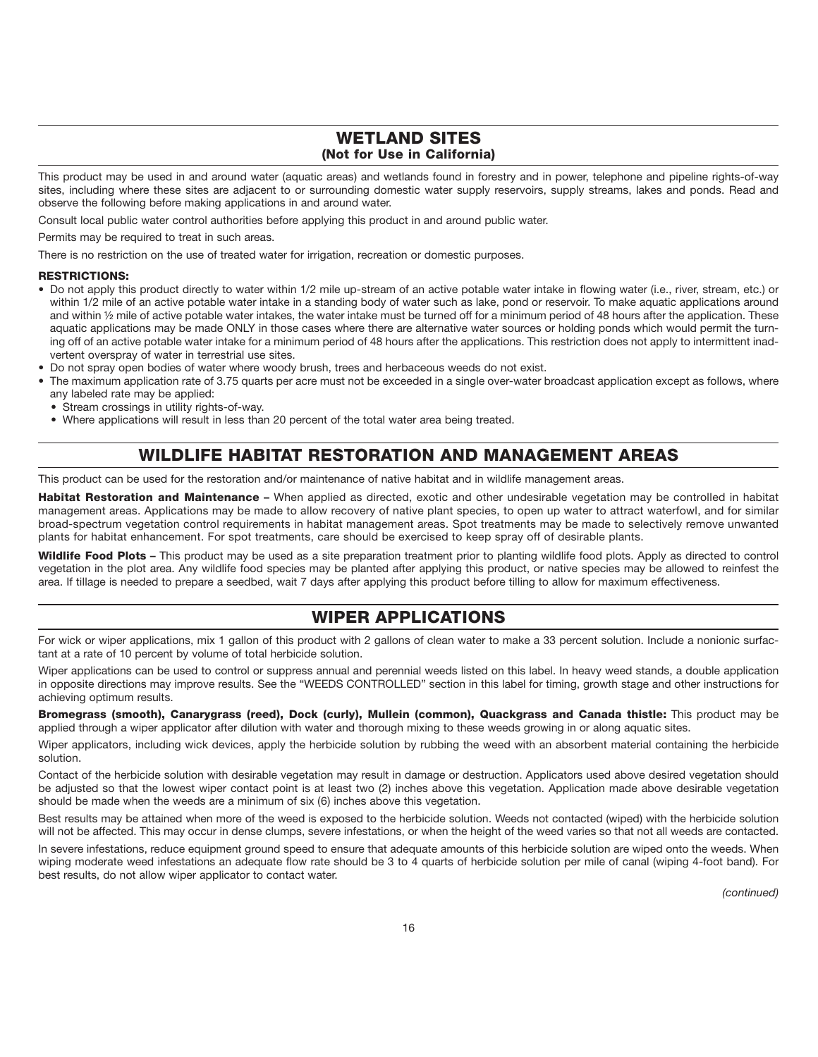## WETLAND SITES
### (Not for Use in California)

This product may be used in and around water (aquatic areas) and wetlands found in forestry and in power, telephone and pipeline rights-of-way sites, including where these sites are adjacent to or surrounding domestic water supply reservoirs, supply streams, lakes and ponds. Read and observe the following before making applications in and around water.

Consult local public water control authorities before applying this product in and around public water.

Permits may be required to treat in such areas.

There is no restriction on the use of treated water for irrigation, recreation or domestic purposes.

**RESTRICTIONS:**

- Do not apply this product directly to water within 1/2 mile up-stream of an active potable water intake in flowing water (i.e., river, stream, etc.) or within 1/2 mile of an active potable water intake in a standing body of water such as lake, pond or reservoir. To make aquatic applications around and within ½ mile of active potable water intakes, the water intake must be turned off for a minimum period of 48 hours after the application. These aquatic applications may be made ONLY in those cases where there are alternative water sources or holding ponds which would permit the turning off of an active potable water intake for a minimum period of 48 hours after the applications. This restriction does not apply to intermittent inadvertent overspray of water in terrestrial use sites.
- Do not spray open bodies of water where woody brush, trees and herbaceous weeds do not exist.
- The maximum application rate of 3.75 quarts per acre must not be exceeded in a single over-water broadcast application except as follows, where any labeled rate may be applied:
  - Stream crossings in utility rights-of-way.
  - Where applications will result in less than 20 percent of the total water area being treated.

## WILDLIFE HABITAT RESTORATION AND MANAGEMENT AREAS

This product can be used for the restoration and/or maintenance of native habitat and in wildlife management areas.

**Habitat Restoration and Maintenance –** When applied as directed, exotic and other undesirable vegetation may be controlled in habitat management areas. Applications may be made to allow recovery of native plant species, to open up water to attract waterfowl, and for similar broad-spectrum vegetation control requirements in habitat management areas. Spot treatments may be made to selectively remove unwanted plants for habitat enhancement. For spot treatments, care should be exercised to keep spray off of desirable plants.

**Wildlife Food Plots –** This product may be used as a site preparation treatment prior to planting wildlife food plots. Apply as directed to control vegetation in the plot area. Any wildlife food species may be planted after applying this product, or native species may be allowed to reinfest the area. If tillage is needed to prepare a seedbed, wait 7 days after applying this product before tilling to allow for maximum effectiveness.

## WIPER APPLICATIONS

For wick or wiper applications, mix 1 gallon of this product with 2 gallons of clean water to make a 33 percent solution. Include a nonionic surfactant at a rate of 10 percent by volume of total herbicide solution.

Wiper applications can be used to control or suppress annual and perennial weeds listed on this label. In heavy weed stands, a double application in opposite directions may improve results. See the "WEEDS CONTROLLED" section in this label for timing, growth stage and other instructions for achieving optimum results.

**Bromegrass (smooth), Canarygrass (reed), Dock (curly), Mullein (common), Quackgrass and Canada thistle:** This product may be applied through a wiper applicator after dilution with water and thorough mixing to these weeds growing in or along aquatic sites.

Wiper applicators, including wick devices, apply the herbicide solution by rubbing the weed with an absorbent material containing the herbicide solution.

Contact of the herbicide solution with desirable vegetation may result in damage or destruction. Applicators used above desired vegetation should be adjusted so that the lowest wiper contact point is at least two (2) inches above this vegetation. Application made above desirable vegetation should be made when the weeds are a minimum of six (6) inches above this vegetation.

Best results may be attained when more of the weed is exposed to the herbicide solution. Weeds not contacted (wiped) with the herbicide solution will not be affected. This may occur in dense clumps, severe infestations, or when the height of the weed varies so that not all weeds are contacted.

In severe infestations, reduce equipment ground speed to ensure that adequate amounts of this herbicide solution are wiped onto the weeds. When wiping moderate weed infestations an adequate flow rate should be 3 to 4 quarts of herbicide solution per mile of canal (wiping 4-foot band). For best results, do not allow wiper applicator to contact water.

*(continued)*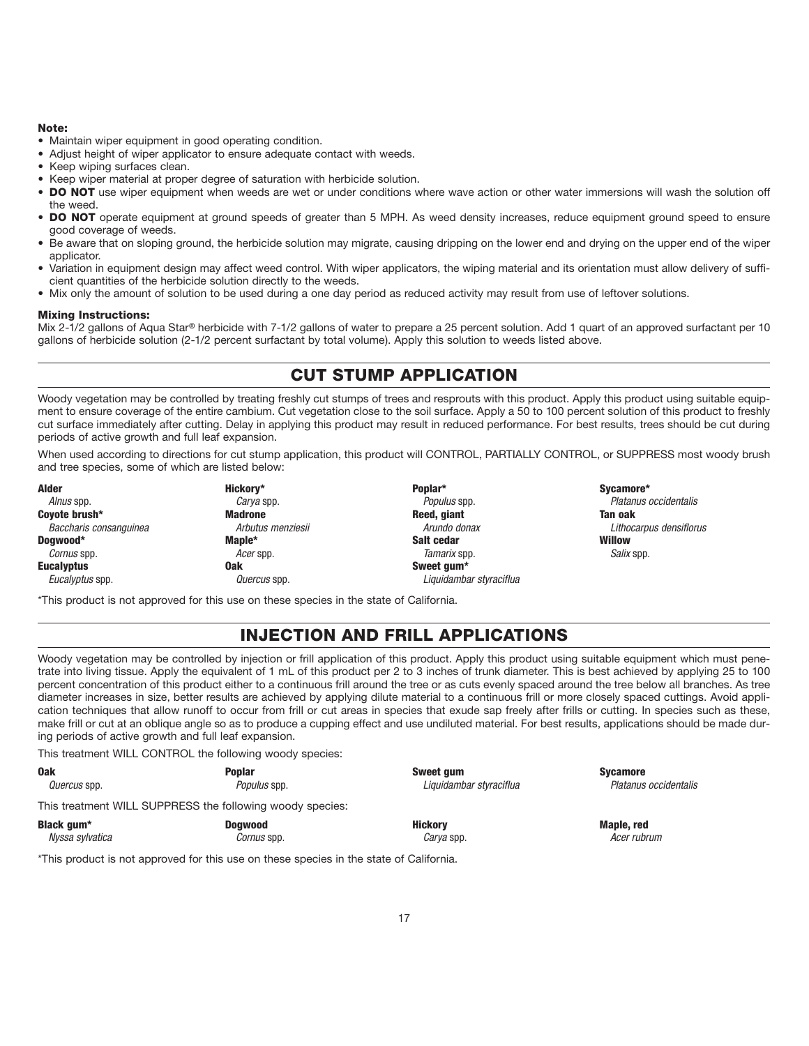**Note:**

- Maintain wiper equipment in good operating condition.
- Adjust height of wiper applicator to ensure adequate contact with weeds.
- Keep wiping surfaces clean.
- Keep wiper material at proper degree of saturation with herbicide solution.
- **DO NOT** use wiper equipment when weeds are wet or under conditions where wave action or other water immersions will wash the solution off the weed.
- **DO NOT** operate equipment at ground speeds of greater than 5 MPH. As weed density increases, reduce equipment ground speed to ensure good coverage of weeds.
- Be aware that on sloping ground, the herbicide solution may migrate, causing dripping on the lower end and drying on the upper end of the wiper applicator.
- Variation in equipment design may affect weed control. With wiper applicators, the wiping material and its orientation must allow delivery of sufficient quantities of the herbicide solution directly to the weeds.
- Mix only the amount of solution to be used during a one day period as reduced activity may result from use of leftover solutions.

**Mixing Instructions:**

Mix 2-1/2 gallons of Aqua Star® herbicide with 7-1/2 gallons of water to prepare a 25 percent solution. Add 1 quart of an approved surfactant per 10 gallons of herbicide solution (2-1/2 percent surfactant by total volume). Apply this solution to weeds listed above.

## CUT STUMP APPLICATION

Woody vegetation may be controlled by treating freshly cut stumps of trees and resprouts with this product. Apply this product using suitable equipment to ensure coverage of the entire cambium. Cut vegetation close to the soil surface. Apply a 50 to 100 percent solution of this product to freshly cut surface immediately after cutting. Delay in applying this product may result in reduced performance. For best results, trees should be cut during periods of active growth and full leaf expansion.

When used according to directions for cut stump application, this product will CONTROL, PARTIALLY CONTROL, or SUPPRESS most woody brush and tree species, some of which are listed below:

**Alder** *Alnus* spp.
**Coyote brush*** *Baccharis consanguinea*
**Dogwood*** *Cornus* spp.
**Eucalyptus** *Eucalyptus* spp.
**Hickory*** *Carya* spp.
**Madrone** *Arbutus menziesii*
**Maple*** *Acer* spp.
**Oak** *Quercus* spp.
**Poplar*** *Populus* spp.
**Reed, giant** *Arundo donax*
**Salt cedar** *Tamarix* spp.
**Sweet gum*** *Liquidambar styraciflua*
**Sycamore*** *Platanus occidentalis*
**Tan oak** *Lithocarpus densiflorus*
**Willow** *Salix* spp.

*This product is not approved for this use on these species in the state of California.

## INJECTION AND FRILL APPLICATIONS

Woody vegetation may be controlled by injection or frill application of this product. Apply this product using suitable equipment which must penetrate into living tissue. Apply the equivalent of 1 mL of this product per 2 to 3 inches of trunk diameter. This is best achieved by applying 25 to 100 percent concentration of this product either to a continuous frill around the tree or as cuts evenly spaced around the tree below all branches. As tree diameter increases in size, better results are achieved by applying dilute material to a continuous frill or more closely spaced cuttings. Avoid application techniques that allow runoff to occur from frill or cut areas in species that exude sap freely after frills or cutting. In species such as these, make frill or cut at an oblique angle so as to produce a cupping effect and use undiluted material. For best results, applications should be made during periods of active growth and full leaf expansion.

This treatment WILL CONTROL the following woody species:

**Oak** *Quercus* spp.
**Poplar** *Populus* spp.
**Sweet gum** *Liquidambar styraciflua*
**Sycamore** *Platanus occidentalis*

This treatment WILL SUPPRESS the following woody species:

**Black gum*** *Nyssa sylvatica*
**Dogwood** *Cornus* spp.
**Hickory** *Carya* spp.
**Maple, red** *Acer rubrum*

*This product is not approved for this use on these species in the state of California.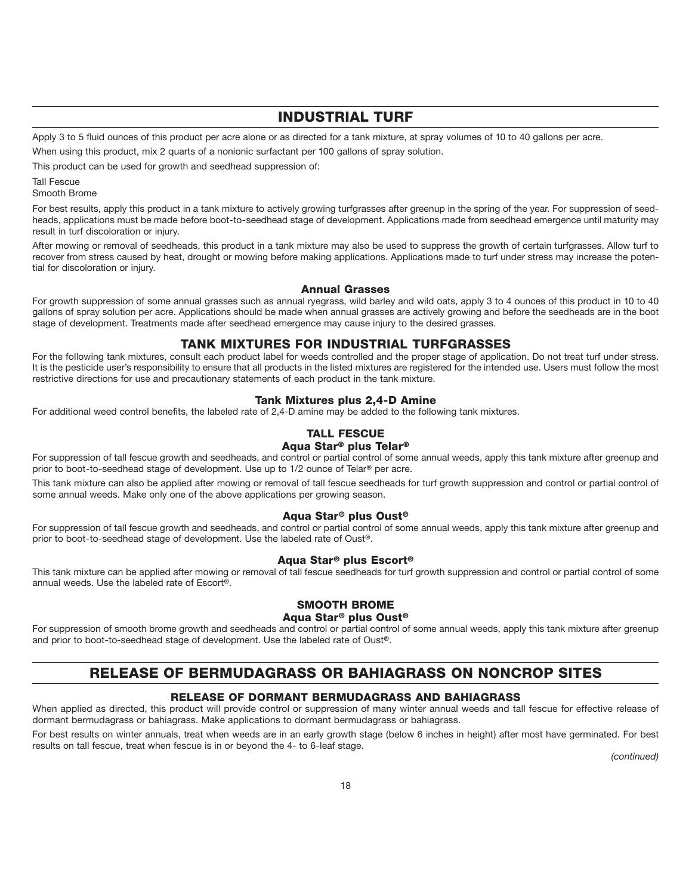## INDUSTRIAL TURF

Apply 3 to 5 fluid ounces of this product per acre alone or as directed for a tank mixture, at spray volumes of 10 to 40 gallons per acre.

When using this product, mix 2 quarts of a nonionic surfactant per 100 gallons of spray solution.

This product can be used for growth and seedhead suppression of:

Tall Fescue
Smooth Brome

For best results, apply this product in a tank mixture to actively growing turfgrasses after greenup in the spring of the year. For suppression of seedheads, applications must be made before boot-to-seedhead stage of development. Applications made from seedhead emergence until maturity may result in turf discoloration or injury.

After mowing or removal of seedheads, this product in a tank mixture may also be used to suppress the growth of certain turfgrasses. Allow turf to recover from stress caused by heat, drought or mowing before making applications. Applications made to turf under stress may increase the potential for discoloration or injury.

#### Annual Grasses

For growth suppression of some annual grasses such as annual ryegrass, wild barley and wild oats, apply 3 to 4 ounces of this product in 10 to 40 gallons of spray solution per acre. Applications should be made when annual grasses are actively growing and before the seedheads are in the boot stage of development. Treatments made after seedhead emergence may cause injury to the desired grasses.

### TANK MIXTURES FOR INDUSTRIAL TURFGRASSES

For the following tank mixtures, consult each product label for weeds controlled and the proper stage of application. Do not treat turf under stress. It is the pesticide user's responsibility to ensure that all products in the listed mixtures are registered for the intended use. Users must follow the most restrictive directions for use and precautionary statements of each product in the tank mixture.

#### Tank Mixtures plus 2,4-D Amine

For additional weed control benefits, the labeled rate of 2,4-D amine may be added to the following tank mixtures.

#### TALL FESCUE

#### Aqua Star® plus Telar®

For suppression of tall fescue growth and seedheads, and control or partial control of some annual weeds, apply this tank mixture after greenup and prior to boot-to-seedhead stage of development. Use up to 1/2 ounce of Telar® per acre.

This tank mixture can also be applied after mowing or removal of tall fescue seedheads for turf growth suppression and control or partial control of some annual weeds. Make only one of the above applications per growing season.

#### Aqua Star® plus Oust®

For suppression of tall fescue growth and seedheads, and control or partial control of some annual weeds, apply this tank mixture after greenup and prior to boot-to-seedhead stage of development. Use the labeled rate of Oust®.

#### Aqua Star® plus Escort®

This tank mixture can be applied after mowing or removal of tall fescue seedheads for turf growth suppression and control or partial control of some annual weeds. Use the labeled rate of Escort®.

#### SMOOTH BROME

#### Aqua Star® plus Oust®

For suppression of smooth brome growth and seedheads and control or partial control of some annual weeds, apply this tank mixture after greenup and prior to boot-to-seedhead stage of development. Use the labeled rate of Oust®.

## RELEASE OF BERMUDAGRASS OR BAHIAGRASS ON NONCROP SITES

### RELEASE OF DORMANT BERMUDAGRASS AND BAHIAGRASS

When applied as directed, this product will provide control or suppression of many winter annual weeds and tall fescue for effective release of dormant bermudagrass or bahiagrass. Make applications to dormant bermudagrass or bahiagrass.

For best results on winter annuals, treat when weeds are in an early growth stage (below 6 inches in height) after most have germinated. For best results on tall fescue, treat when fescue is in or beyond the 4- to 6-leaf stage.

*(continued)*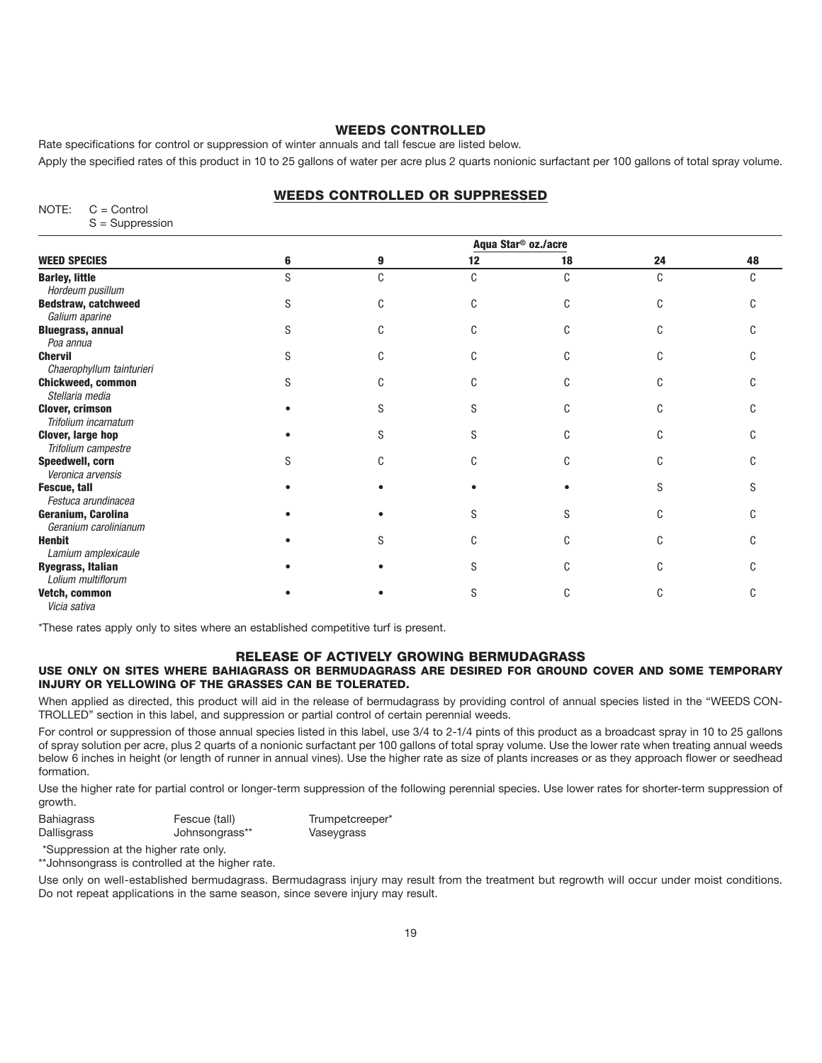## WEEDS CONTROLLED

Rate specifications for control or suppression of winter annuals and tall fescue are listed below.

Apply the specified rates of this product in 10 to 25 gallons of water per acre plus 2 quarts nonionic surfactant per 100 gallons of total spray volume.

### WEEDS CONTROLLED OR SUPPRESSED

NOTE: C = Control
S = Suppression

| | Aqua Star® oz./acre | | | | | |
|---|---|---|---|---|---|---|
| **WEED SPECIES** | **6** | **9** | **12** | **18** | **24** | **48** |
| **Barley, little** *Hordeum pusillum* | S | C | C | C | C | C |
| **Bedstraw, catchweed** *Galium aparine* | S | C | C | C | C | C |
| **Bluegrass, annual** *Poa annua* | S | C | C | C | C | C |
| **Chervil** *Chaerophyllum tainturieri* | S | C | C | C | C | C |
| **Chickweed, common** *Stellaria media* | S | C | C | C | C | C |
| **Clover, crimson** *Trifolium incarnatum* | • | S | S | C | C | C |
| **Clover, large hop** *Trifolium campestre* | • | S | S | C | C | C |
| **Speedwell, corn** *Veronica arvensis* | S | C | C | C | C | C |
| **Fescue, tall** *Festuca arundinacea* | • | • | • | • | S | S |
| **Geranium, Carolina** *Geranium carolinianum* | • | • | S | S | C | C |
| **Henbit** *Lamium amplexicaule* | • | S | C | C | C | C |
| **Ryegrass, Italian** *Lolium multiflorum* | • | • | S | C | C | C |
| **Vetch, common** *Vicia sativa* | • | • | S | C | C | C |

*These rates apply only to sites where an established competitive turf is present.

## RELEASE OF ACTIVELY GROWING BERMUDAGRASS

**USE ONLY ON SITES WHERE BAHIAGRASS OR BERMUDAGRASS ARE DESIRED FOR GROUND COVER AND SOME TEMPORARY INJURY OR YELLOWING OF THE GRASSES CAN BE TOLERATED.**

When applied as directed, this product will aid in the release of bermudagrass by providing control of annual species listed in the "WEEDS CONTROLLED" section in this label, and suppression or partial control of certain perennial weeds.

For control or suppression of those annual species listed in this label, use 3/4 to 2-1/4 pints of this product as a broadcast spray in 10 to 25 gallons of spray solution per acre, plus 2 quarts of a nonionic surfactant per 100 gallons of total spray volume. Use the lower rate when treating annual weeds below 6 inches in height (or length of runner in annual vines). Use the higher rate as size of plants increases or as they approach flower or seedhead formation.

Use the higher rate for partial control or longer-term suppression of the following perennial species. Use lower rates for shorter-term suppression of growth.

| | | |
|---|---|---|
| Bahiagrass | Fescue (tall) | Trumpetcreeper* |
| Dallisgrass | Johnsongrass** | Vaseygrass |

*Suppression at the higher rate only.

**Johnsongrass is controlled at the higher rate.

Use only on well-established bermudagrass. Bermudagrass injury may result from the treatment but regrowth will occur under moist conditions. Do not repeat applications in the same season, since severe injury may result.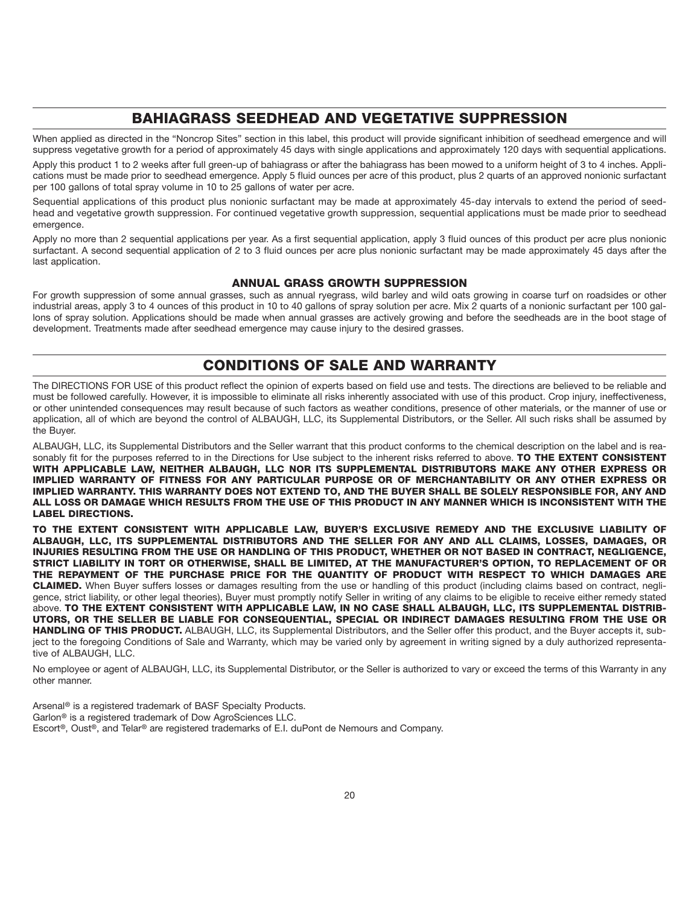## BAHIAGRASS SEEDHEAD AND VEGETATIVE SUPPRESSION

When applied as directed in the "Noncrop Sites" section in this label, this product will provide significant inhibition of seedhead emergence and will suppress vegetative growth for a period of approximately 45 days with single applications and approximately 120 days with sequential applications.

Apply this product 1 to 2 weeks after full green-up of bahiagrass or after the bahiagrass has been mowed to a uniform height of 3 to 4 inches. Applications must be made prior to seedhead emergence. Apply 5 fluid ounces per acre of this product, plus 2 quarts of an approved nonionic surfactant per 100 gallons of total spray volume in 10 to 25 gallons of water per acre.

Sequential applications of this product plus nonionic surfactant may be made at approximately 45-day intervals to extend the period of seedhead and vegetative growth suppression. For continued vegetative growth suppression, sequential applications must be made prior to seedhead emergence.

Apply no more than 2 sequential applications per year. As a first sequential application, apply 3 fluid ounces of this product per acre plus nonionic surfactant. A second sequential application of 2 to 3 fluid ounces per acre plus nonionic surfactant may be made approximately 45 days after the last application.

### ANNUAL GRASS GROWTH SUPPRESSION

For growth suppression of some annual grasses, such as annual ryegrass, wild barley and wild oats growing in coarse turf on roadsides or other industrial areas, apply 3 to 4 ounces of this product in 10 to 40 gallons of spray solution per acre. Mix 2 quarts of a nonionic surfactant per 100 gallons of spray solution. Applications should be made when annual grasses are actively growing and before the seedheads are in the boot stage of development. Treatments made after seedhead emergence may cause injury to the desired grasses.

## CONDITIONS OF SALE AND WARRANTY

The DIRECTIONS FOR USE of this product reflect the opinion of experts based on field use and tests. The directions are believed to be reliable and must be followed carefully. However, it is impossible to eliminate all risks inherently associated with use of this product. Crop injury, ineffectiveness, or other unintended consequences may result because of such factors as weather conditions, presence of other materials, or the manner of use or application, all of which are beyond the control of ALBAUGH, LLC, its Supplemental Distributors, or the Seller. All such risks shall be assumed by the Buyer.

ALBAUGH, LLC, its Supplemental Distributors and the Seller warrant that this product conforms to the chemical description on the label and is reasonably fit for the purposes referred to in the Directions for Use subject to the inherent risks referred to above. **TO THE EXTENT CONSISTENT WITH APPLICABLE LAW, NEITHER ALBAUGH, LLC NOR ITS SUPPLEMENTAL DISTRIBUTORS MAKE ANY OTHER EXPRESS OR IMPLIED WARRANTY OF FITNESS FOR ANY PARTICULAR PURPOSE OR OF MERCHANTABILITY OR ANY OTHER EXPRESS OR IMPLIED WARRANTY. THIS WARRANTY DOES NOT EXTEND TO, AND THE BUYER SHALL BE SOLELY RESPONSIBLE FOR, ANY AND ALL LOSS OR DAMAGE WHICH RESULTS FROM THE USE OF THIS PRODUCT IN ANY MANNER WHICH IS INCONSISTENT WITH THE LABEL DIRECTIONS.**

**TO THE EXTENT CONSISTENT WITH APPLICABLE LAW, BUYER'S EXCLUSIVE REMEDY AND THE EXCLUSIVE LIABILITY OF ALBAUGH, LLC, ITS SUPPLEMENTAL DISTRIBUTORS AND THE SELLER FOR ANY AND ALL CLAIMS, LOSSES, DAMAGES, OR INJURIES RESULTING FROM THE USE OR HANDLING OF THIS PRODUCT, WHETHER OR NOT BASED IN CONTRACT, NEGLIGENCE, STRICT LIABILITY IN TORT OR OTHERWISE, SHALL BE LIMITED, AT THE MANUFACTURER'S OPTION, TO REPLACEMENT OF OR THE REPAYMENT OF THE PURCHASE PRICE FOR THE QUANTITY OF PRODUCT WITH RESPECT TO WHICH DAMAGES ARE CLAIMED.** When Buyer suffers losses or damages resulting from the use or handling of this product (including claims based on contract, negligence, strict liability, or other legal theories), Buyer must promptly notify Seller in writing of any claims to be eligible to receive either remedy stated above. **TO THE EXTENT CONSISTENT WITH APPLICABLE LAW, IN NO CASE SHALL ALBAUGH, LLC, ITS SUPPLEMENTAL DISTRIBUTORS, OR THE SELLER BE LIABLE FOR CONSEQUENTIAL, SPECIAL OR INDIRECT DAMAGES RESULTING FROM THE USE OR HANDLING OF THIS PRODUCT.** ALBAUGH, LLC, its Supplemental Distributors, and the Seller offer this product, and the Buyer accepts it, subject to the foregoing Conditions of Sale and Warranty, which may be varied only by agreement in writing signed by a duly authorized representative of ALBAUGH, LLC.

No employee or agent of ALBAUGH, LLC, its Supplemental Distributor, or the Seller is authorized to vary or exceed the terms of this Warranty in any other manner.

Arsenal® is a registered trademark of BASF Specialty Products.
Garlon® is a registered trademark of Dow AgroSciences LLC.
Escort®, Oust®, and Telar® are registered trademarks of E.I. duPont de Nemours and Company.